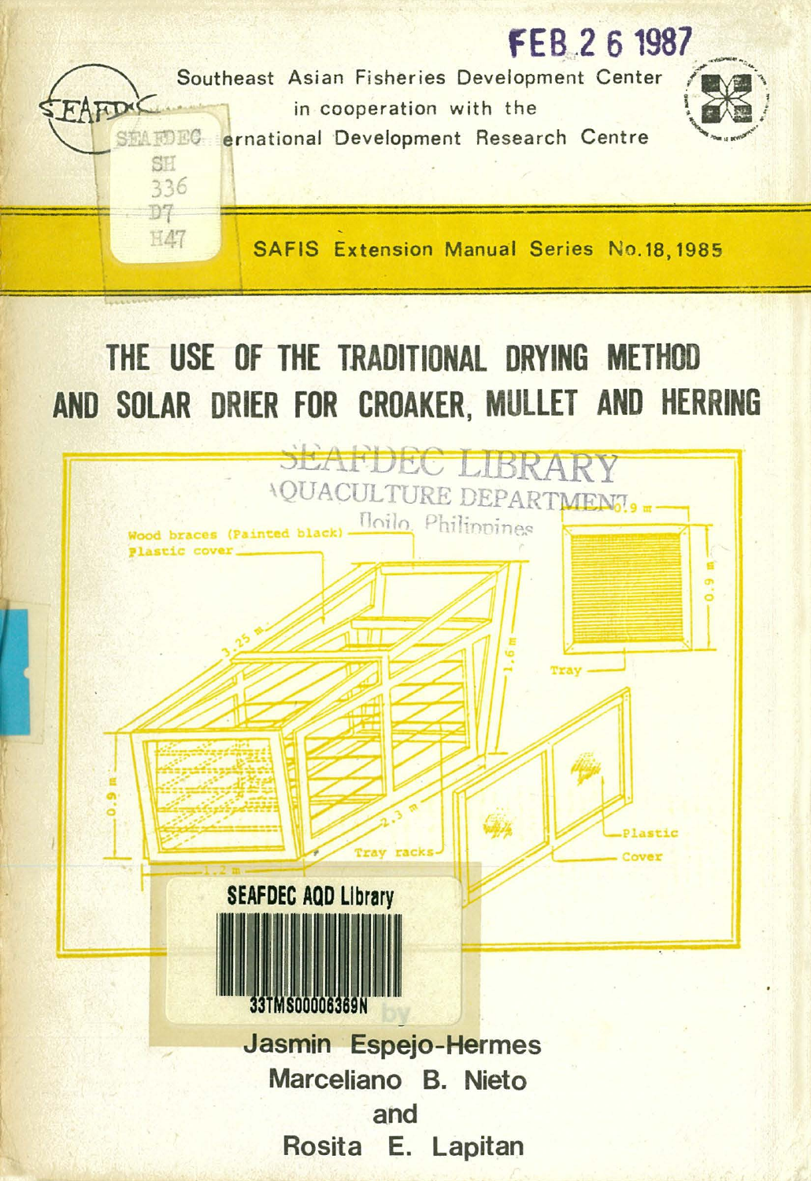FEB 26 1987

Southeast Asian Fisheries Development Center
in cooperation with the
International Development Research Centre

SAFIS Extension Manual Series No.18, 1985

# THE USE OF THE TRADITIONAL DRYING METHOD AND SOLAR DRIER FOR CROAKER, MULLET AND HERRING

by

**Jasmin Espejo-Hermes**
**Marceliano B. Nieto**
**and**
**Rosita E. Lapitan**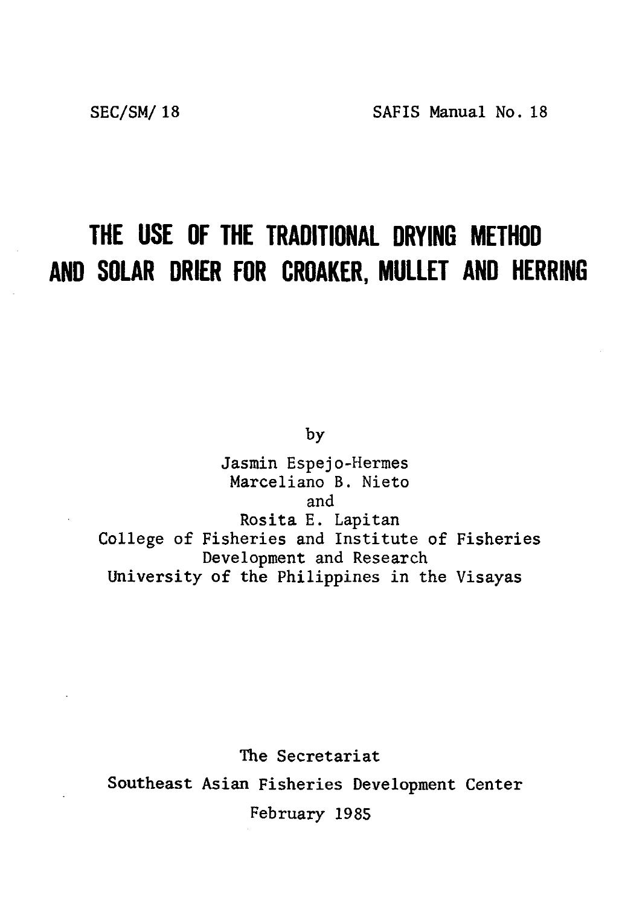SEC/SM/ 18 SAFIS Manual No. 18

# THE USE OF THE TRADITIONAL DRYING METHOD AND SOLAR DRIER FOR CROAKER, MULLET AND HERRING

by

Jasmin Espejo-Hermes
Marceliano B. Nieto
and
Rosita E. Lapitan
College of Fisheries and Institute of Fisheries Development and Research
University of the Philippines in the Visayas

The Secretariat
Southeast Asian Fisheries Development Center
February 1985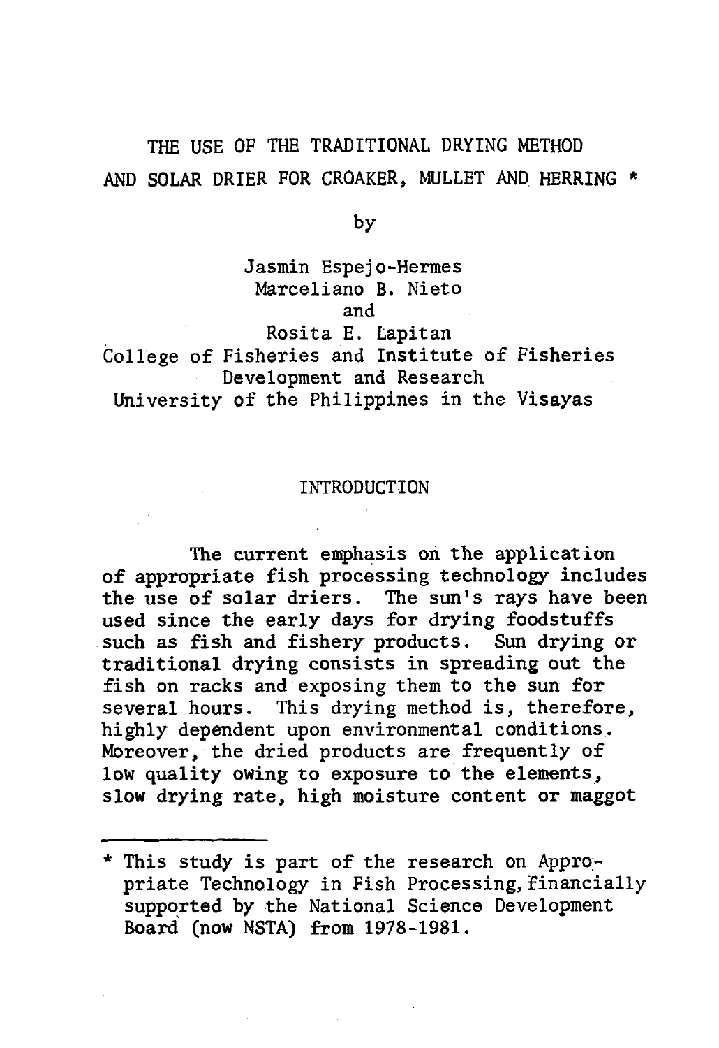# THE USE OF THE TRADITIONAL DRYING METHOD AND SOLAR DRIER FOR CROAKER, MULLET AND HERRING *

by

Jasmin Espejo-Hermes
Marceliano B. Nieto
and
Rosita E. Lapitan
College of Fisheries and Institute of Fisheries Development and Research
University of the Philippines in the Visayas

## INTRODUCTION

The current emphasis on the application of appropriate fish processing technology includes the use of solar driers. The sun's rays have been used since the early days for drying foodstuffs such as fish and fishery products. Sun drying or traditional drying consists in spreading out the fish on racks and exposing them to the sun for several hours. This drying method is, therefore, highly dependent upon environmental conditions. Moreover, the dried products are frequently of low quality owing to exposure to the elements, slow drying rate, high moisture content or maggot

---

* This study is part of the research on Appropriate Technology in Fish Processing, financially supported by the National Science Development Board (now NSTA) from 1978-1981.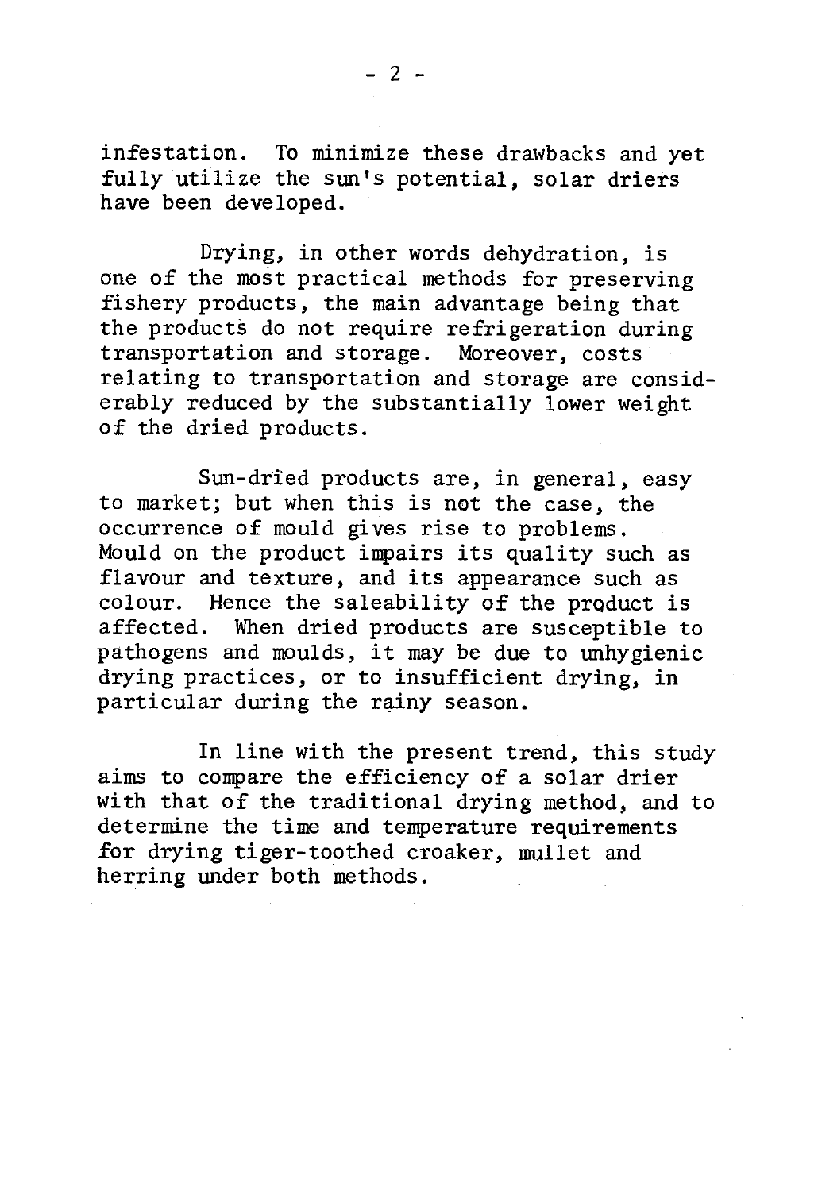infestation. To minimize these drawbacks and yet fully utilize the sun's potential, solar driers have been developed.

Drying, in other words dehydration, is one of the most practical methods for preserving fishery products, the main advantage being that the products do not require refrigeration during transportation and storage. Moreover, costs relating to transportation and storage are considerably reduced by the substantially lower weight of the dried products.

Sun-dried products are, in general, easy to market; but when this is not the case, the occurrence of mould gives rise to problems. Mould on the product impairs its quality such as flavour and texture, and its appearance such as colour. Hence the saleability of the product is affected. When dried products are susceptible to pathogens and moulds, it may be due to unhygienic drying practices, or to insufficient drying, in particular during the rainy season.

In line with the present trend, this study aims to compare the efficiency of a solar drier with that of the traditional drying method, and to determine the time and temperature requirements for drying tiger-toothed croaker, mullet and herring under both methods.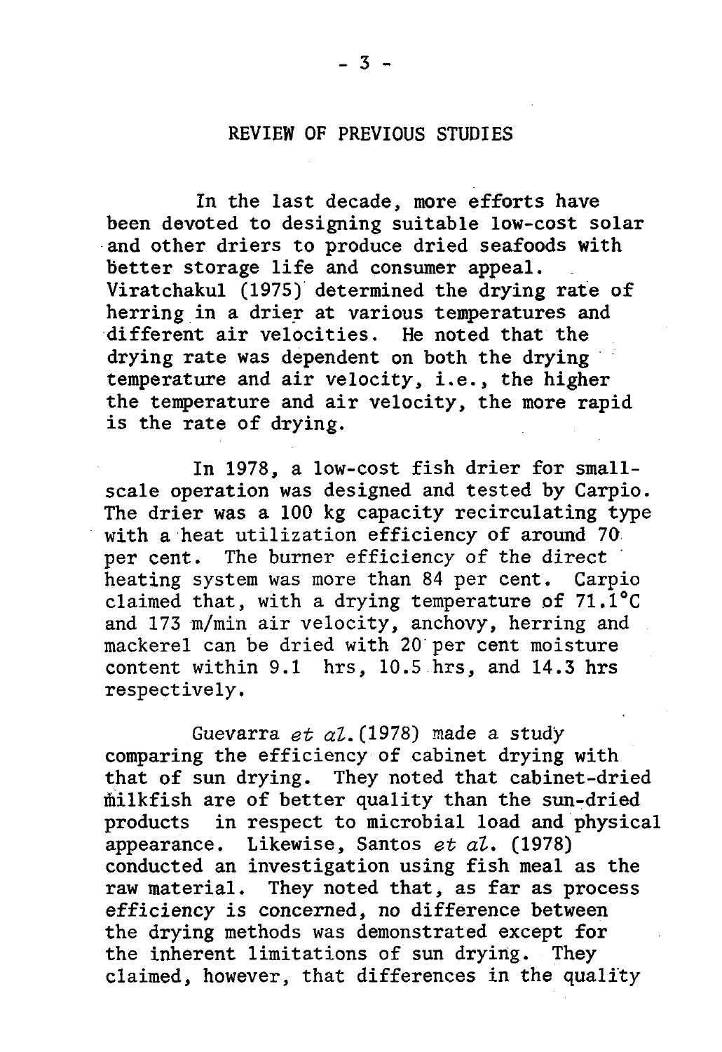## REVIEW OF PREVIOUS STUDIES

In the last decade, more efforts have been devoted to designing suitable low-cost solar and other driers to produce dried seafoods with better storage life and consumer appeal. Viratchakul (1975) determined the drying rate of herring in a drier at various temperatures and different air velocities. He noted that the drying rate was dependent on both the drying temperature and air velocity, i.e., the higher the temperature and air velocity, the more rapid is the rate of drying.

In 1978, a low-cost fish drier for small-scale operation was designed and tested by Carpio. The drier was a 100 kg capacity recirculating type with a heat utilization efficiency of around 70 per cent. The burner efficiency of the direct heating system was more than 84 per cent. Carpio claimed that, with a drying temperature of 71.1°C and 173 m/min air velocity, anchovy, herring and mackerel can be dried with 20 per cent moisture content within 9.1 hrs, 10.5 hrs, and 14.3 hrs respectively.

Guevarra *et al.* (1978) made a study comparing the efficiency of cabinet drying with that of sun drying. They noted that cabinet-dried milkfish are of better quality than the sun-dried products in respect to microbial load and physical appearance. Likewise, Santos *et al.* (1978) conducted an investigation using fish meal as the raw material. They noted that, as far as process efficiency is concerned, no difference between the drying methods was demonstrated except for the inherent limitations of sun drying. They claimed, however, that differences in the quality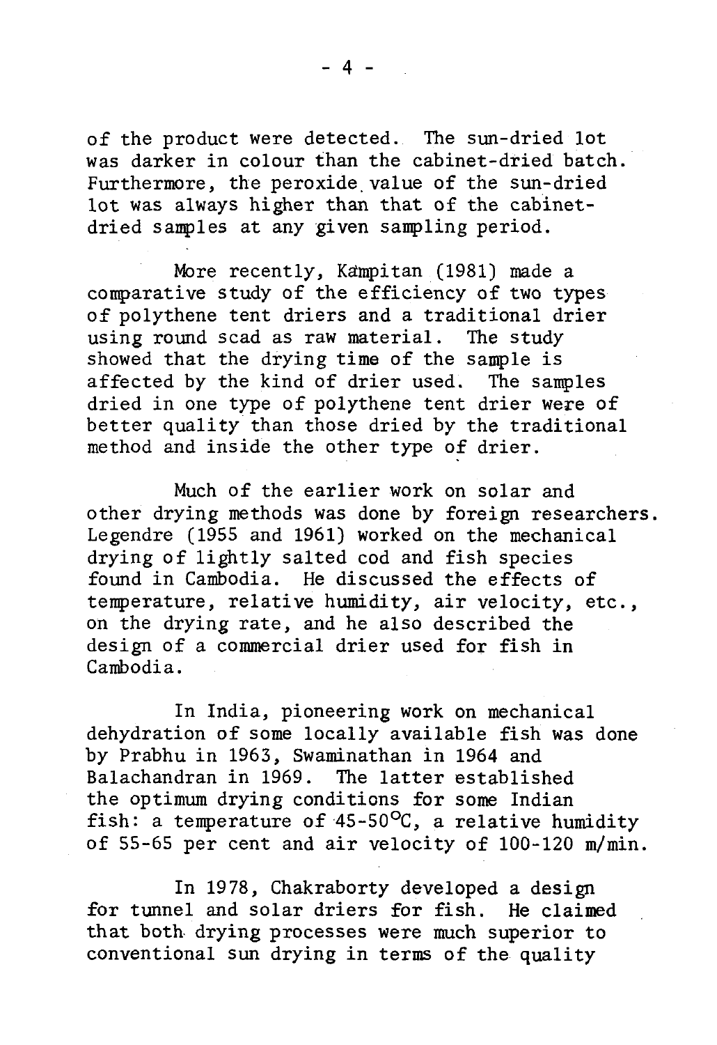of the product were detected. The sun-dried lot was darker in colour than the cabinet-dried batch. Furthermore, the peroxide value of the sun-dried lot was always higher than that of the cabinet-dried samples at any given sampling period.

More recently, Kampitan (1981) made a comparative study of the efficiency of two types of polythene tent driers and a traditional drier using round scad as raw material. The study showed that the drying time of the sample is affected by the kind of drier used. The samples dried in one type of polythene tent drier were of better quality than those dried by the traditional method and inside the other type of drier.

Much of the earlier work on solar and other drying methods was done by foreign researchers. Legendre (1955 and 1961) worked on the mechanical drying of lightly salted cod and fish species found in Cambodia. He discussed the effects of temperature, relative humidity, air velocity, etc., on the drying rate, and he also described the design of a commercial drier used for fish in Cambodia.

In India, pioneering work on mechanical dehydration of some locally available fish was done by Prabhu in 1963, Swaminathan in 1964 and Balachandran in 1969. The latter established the optimum drying conditions for some Indian fish: a temperature of 45-50°C, a relative humidity of 55-65 per cent and air velocity of 100-120 m/min.

In 1978, Chakraborty developed a design for tunnel and solar driers for fish. He claimed that both drying processes were much superior to conventional sun drying in terms of the quality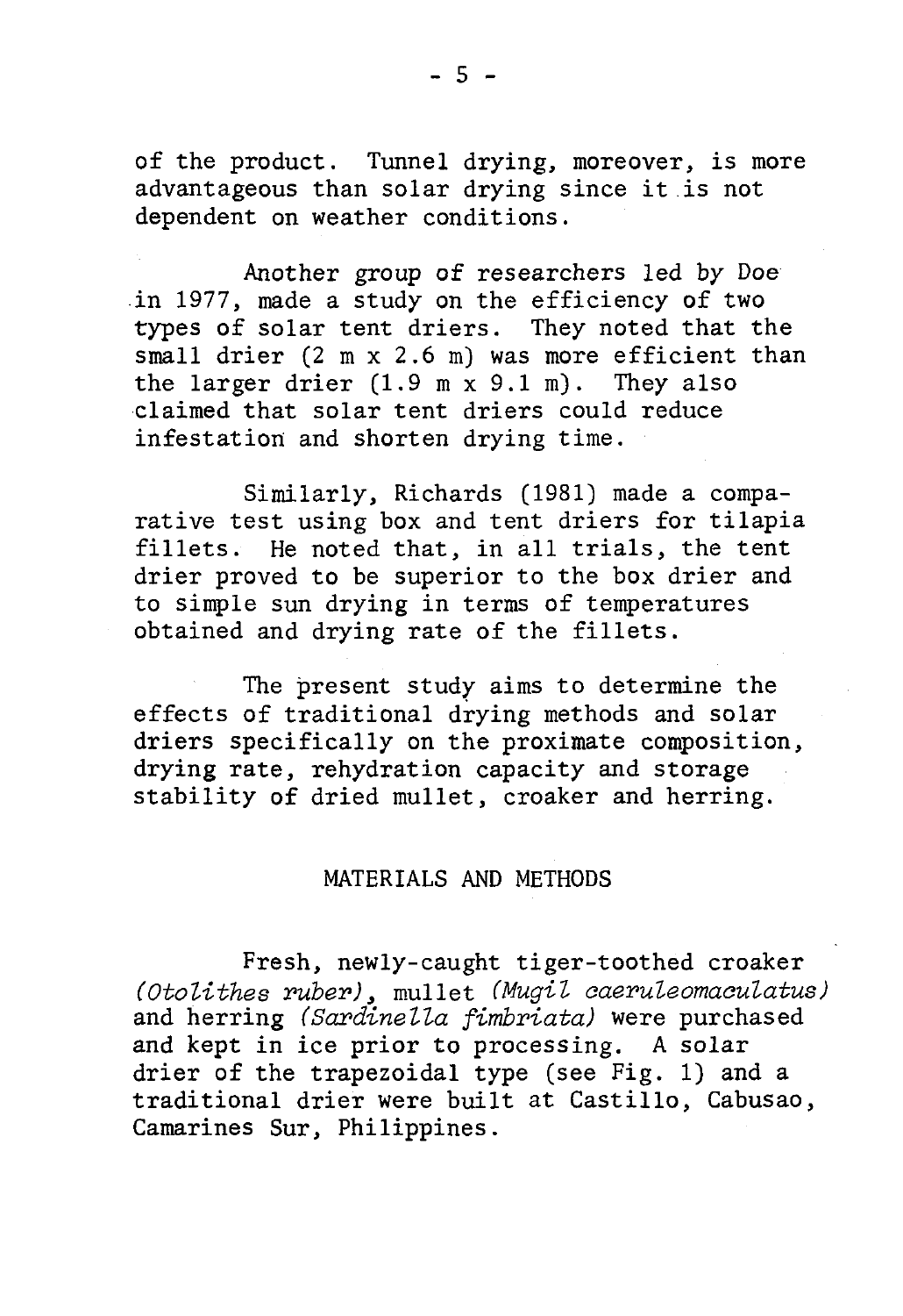of the product. Tunnel drying, moreover, is more advantageous than solar drying since it is not dependent on weather conditions.

Another group of researchers led by Doe in 1977, made a study on the efficiency of two types of solar tent driers. They noted that the small drier (2 m x 2.6 m) was more efficient than the larger drier (1.9 m x 9.1 m). They also claimed that solar tent driers could reduce infestation and shorten drying time.

Similarly, Richards (1981) made a comparative test using box and tent driers for tilapia fillets. He noted that, in all trials, the tent drier proved to be superior to the box drier and to simple sun drying in terms of temperatures obtained and drying rate of the fillets.

The present study aims to determine the effects of traditional drying methods and solar driers specifically on the proximate composition, drying rate, rehydration capacity and storage stability of dried mullet, croaker and herring.

## MATERIALS AND METHODS

Fresh, newly-caught tiger-toothed croaker *(Otolithes ruber)*, mullet *(Mugil caeruleomaculatus)* and herring *(Sardinella fimbriata)* were purchased and kept in ice prior to processing. A solar drier of the trapezoidal type (see Fig. 1) and a traditional drier were built at Castillo, Cabusao, Camarines Sur, Philippines.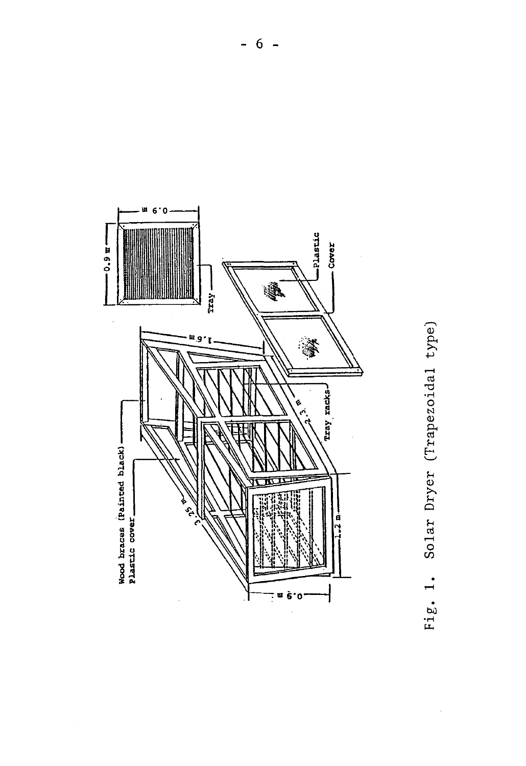Wood braces (Painted black)

Plastic cover

0.9 m

3.25 m

1.2 m

2.3 m

1.6 m

Tray racks

Plastic Cover

Tray

0.9 m

0.9 m

Fig. 1. Solar Dryer (Trapezoidal type)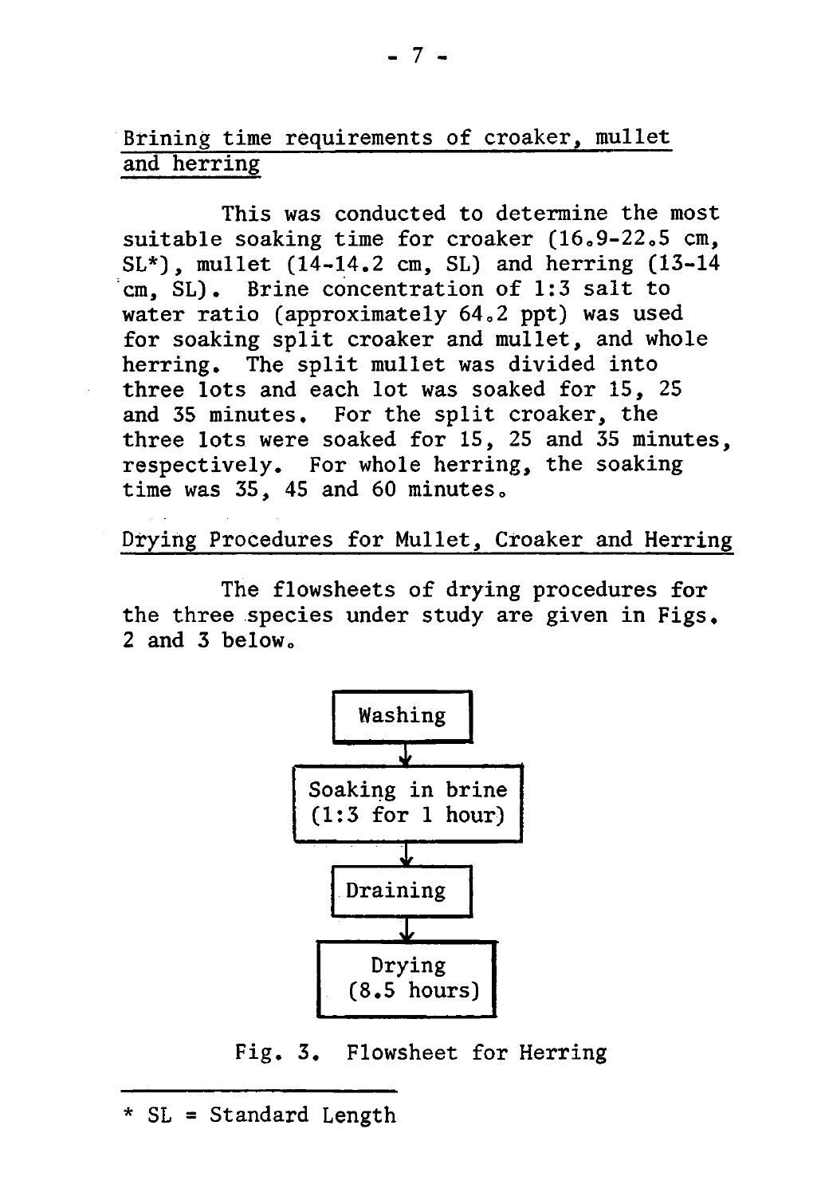## Brining time requirements of croaker, mullet and herring

This was conducted to determine the most suitable soaking time for croaker (16.9-22.5 cm, SL*), mullet (14-14.2 cm, SL) and herring (13-14 cm, SL). Brine concentration of 1:3 salt to water ratio (approximately 64.2 ppt) was used for soaking split croaker and mullet, and whole herring. The split mullet was divided into three lots and each lot was soaked for 15, 25 and 35 minutes. For the split croaker, the three lots were soaked for 15, 25 and 35 minutes, respectively. For whole herring, the soaking time was 35, 45 and 60 minutes.

## Drying Procedures for Mullet, Croaker and Herring

The flowsheets of drying procedures for the three species under study are given in Figs. 2 and 3 below.

Washing
↓
Soaking in brine (1:3 for 1 hour)
↓
Draining
↓
Drying (8.5 hours)

Fig. 3. Flowsheet for Herring

---

* SL = Standard Length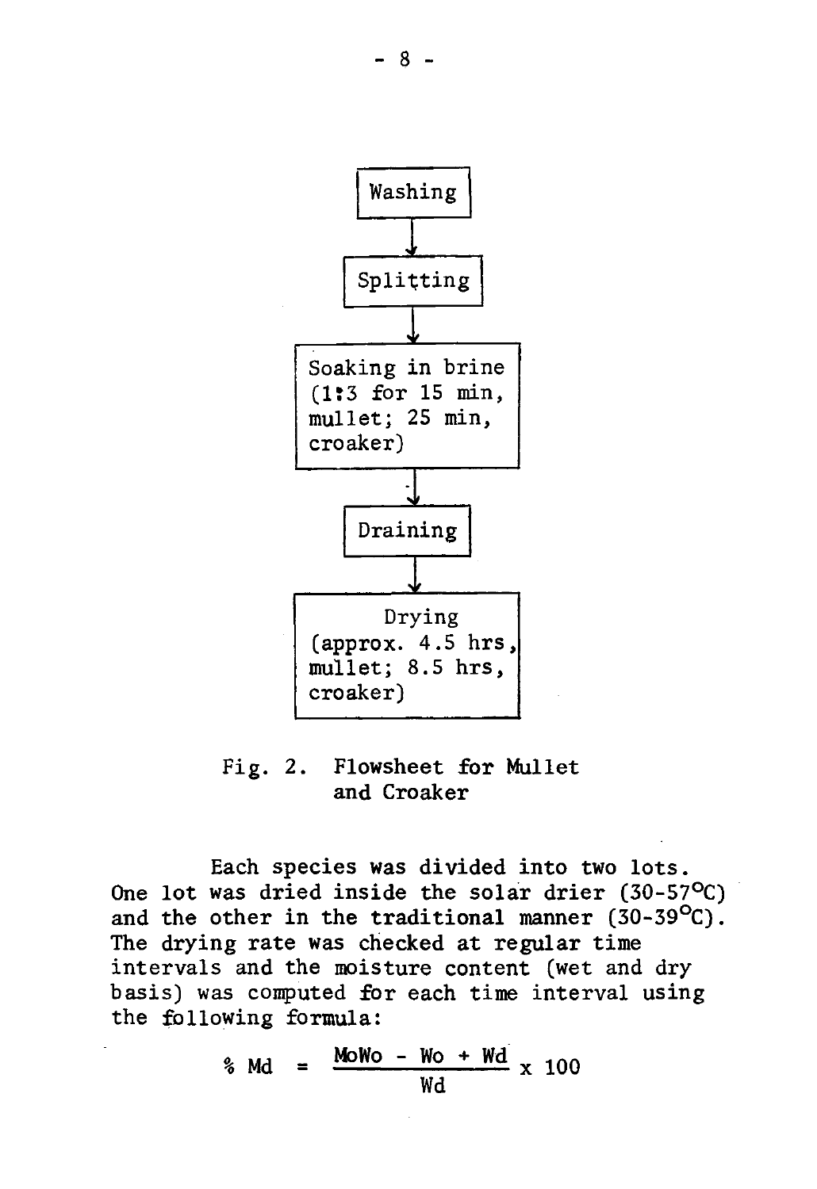Washing

↓

Splitting

↓

Soaking in brine (1:3 for 15 min, mullet; 25 min, croaker)

↓

Draining

↓

Drying (approx. 4.5 hrs, mullet; 8.5 hrs, croaker)

Fig. 2. Flowsheet for Mullet and Croaker

Each species was divided into two lots. One lot was dried inside the solar drier (30-57°C) and the other in the traditional manner (30-39°C). The drying rate was checked at regular time intervals and the moisture content (wet and dry basis) was computed for each time interval using the following formula:

$$\% \text{ Md} = \frac{\text{MoWo} - \text{Wo} + \text{Wd}}{\text{Wd}} \times 100$$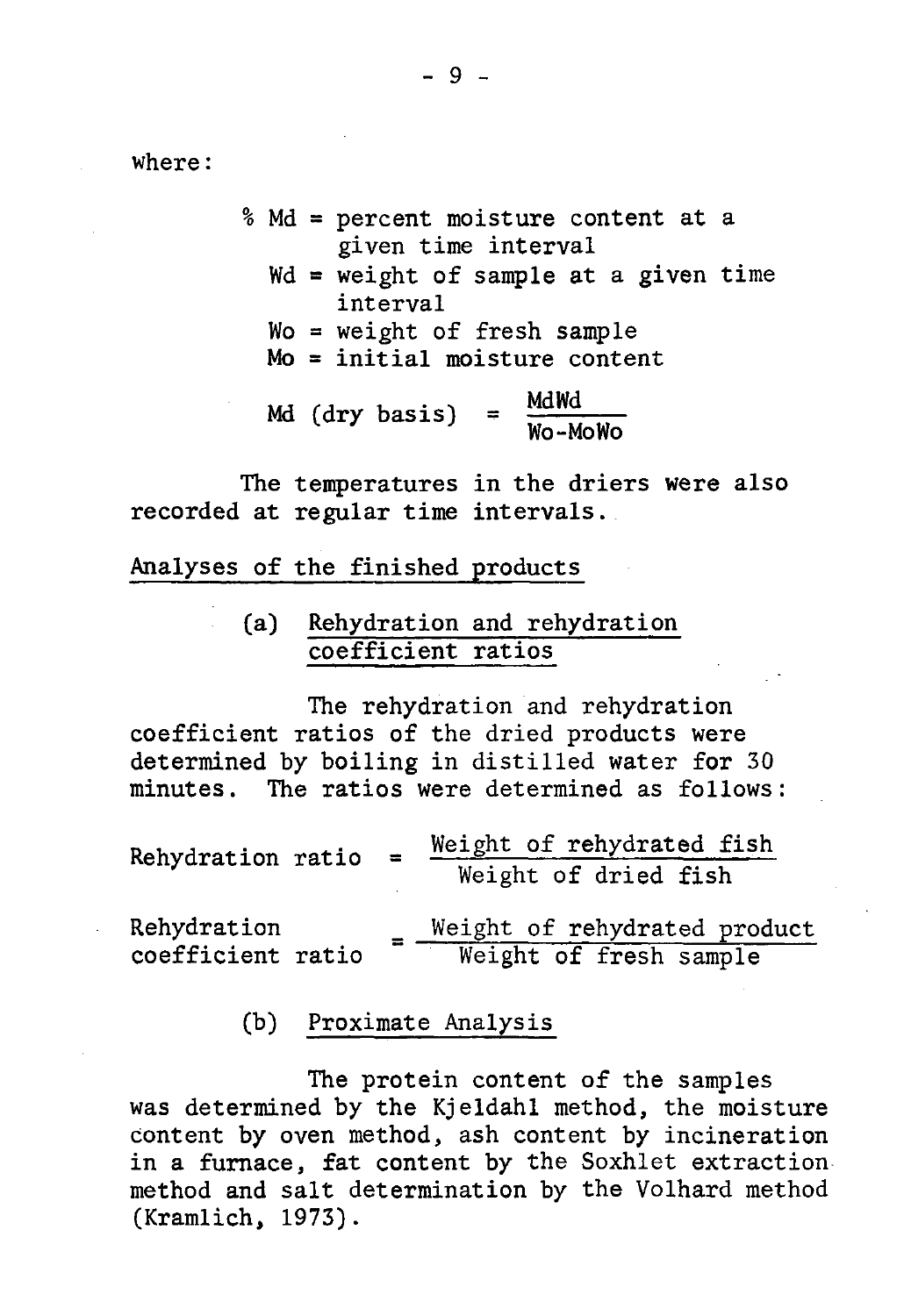where:

% Md = percent moisture content at a given time interval

Wd = weight of sample at a given time interval

Wo = weight of fresh sample

Mo = initial moisture content

$$\text{Md (dry basis)} = \frac{\text{MdWd}}{\text{Wo-MoWo}}$$

The temperatures in the driers were also recorded at regular time intervals.

<u>Analyses of the finished products</u>

(a) <u>Rehydration and rehydration coefficient ratios</u>

The rehydration and rehydration coefficient ratios of the dried products were determined by boiling in distilled water for 30 minutes. The ratios were determined as follows:

$$\text{Rehydration ratio} = \frac{\text{Weight of rehydrated fish}}{\text{Weight of dried fish}}$$

$$\text{Rehydration coefficient ratio} = \frac{\text{Weight of rehydrated product}}{\text{Weight of fresh sample}}$$

(b) <u>Proximate Analysis</u>

The protein content of the samples was determined by the Kjeldahl method, the moisture content by oven method, ash content by incineration in a furnace, fat content by the Soxhlet extraction method and salt determination by the Volhard method (Kramlich, 1973).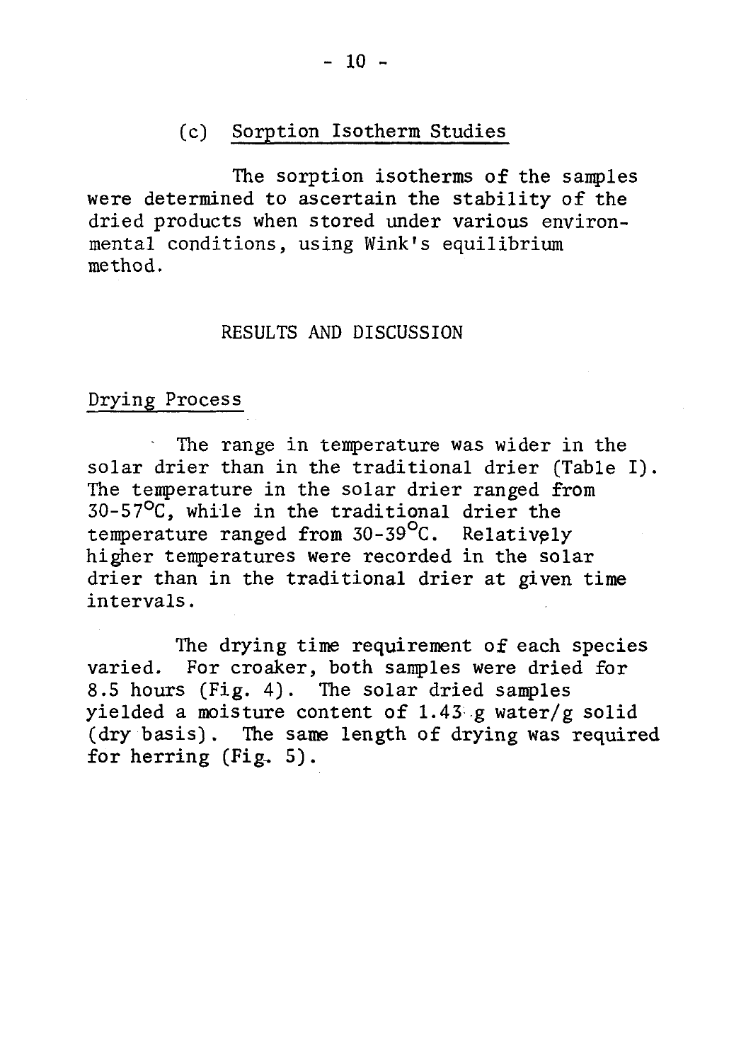### (c) Sorption Isotherm Studies

The sorption isotherms of the samples were determined to ascertain the stability of the dried products when stored under various environmental conditions, using Wink's equilibrium method.

## RESULTS AND DISCUSSION

### Drying Process

The range in temperature was wider in the solar drier than in the traditional drier (Table I). The temperature in the solar drier ranged from 30-57°C, while in the traditional drier the temperature ranged from 30-39°C. Relatively higher temperatures were recorded in the solar drier than in the traditional drier at given time intervals.

The drying time requirement of each species varied. For croaker, both samples were dried for 8.5 hours (Fig. 4). The solar dried samples yielded a moisture content of 1.43 g water/g solid (dry basis). The same length of drying was required for herring (Fig. 5).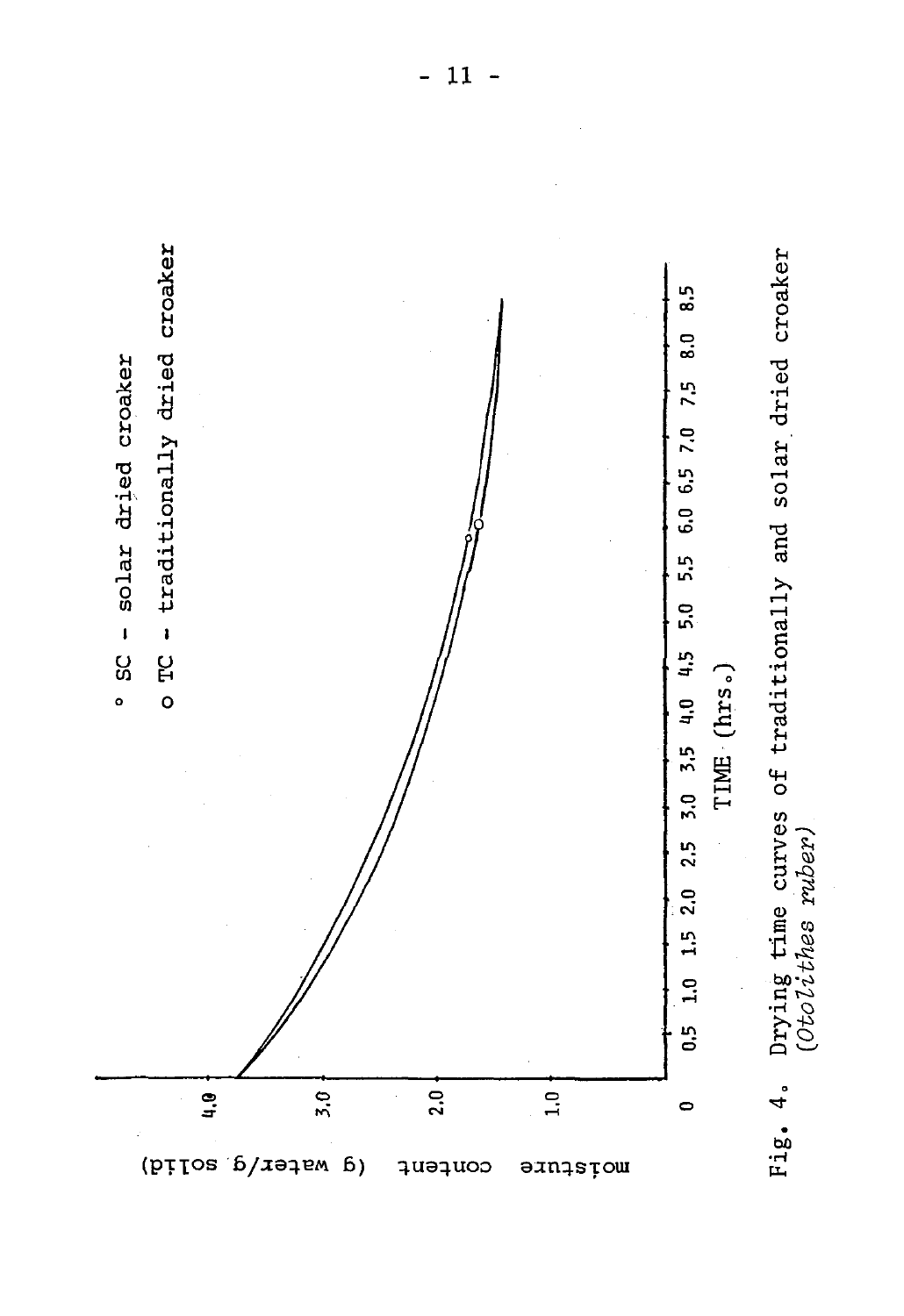° SC - solar dried croaker

o TC - traditionally dried croaker

moisture content (g water/g solid)

TIME (hrs.)

Fig. 4. Drying time curves of traditionally and solar dried croaker (*Otolithes ruber*)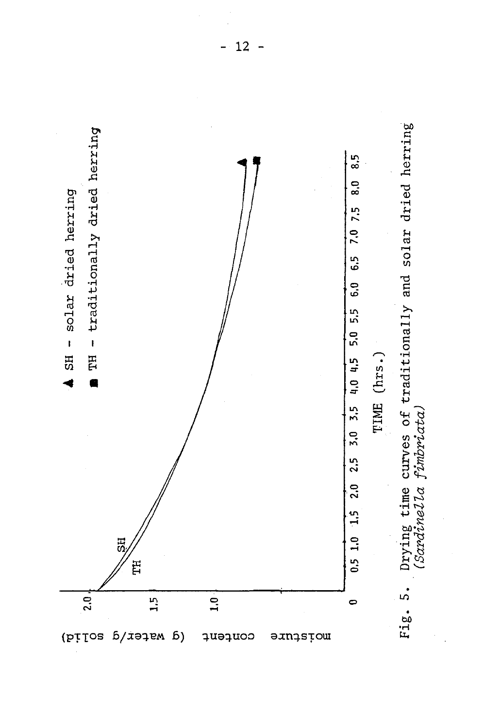▲ SH - solar dried herring

■ TH - traditionally dried herring

moisture content (g water/g solid)

TIME (hrs.)

Fig. 5. Drying time curves of traditionally and solar dried herring (*Sardinella fimbriata*)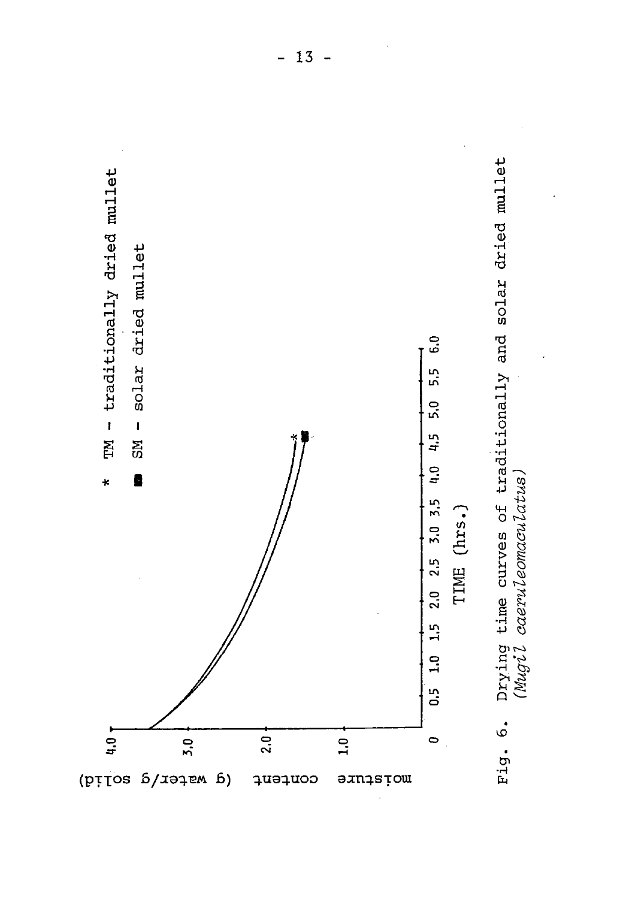* TM - traditionally dried mullet

■ SM - solar dried mullet

moisture content (g water/g solid)

4.0

3.0

2.0

1.0

0

0.5 1.0 1.5 2.0 2.5 3.0 3.5 4.0 4.5 5.0 5.5 6.0

TIME (hrs.)

Fig. 6. Drying time curves of traditionally and solar dried mullet (*Mugil caeruleomaculatus*)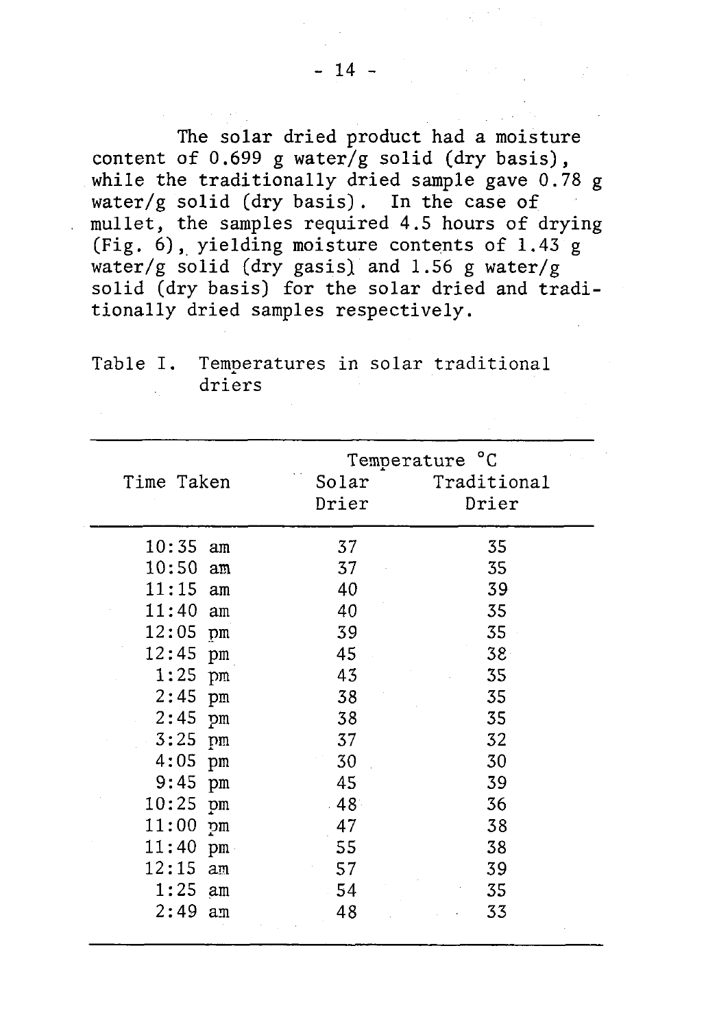The solar dried product had a moisture content of 0.699 g water/g solid (dry basis), while the traditionally dried sample gave 0.78 g water/g solid (dry basis). In the case of mullet, the samples required 4.5 hours of drying (Fig. 6), yielding moisture contents of 1.43 g water/g solid (dry gasis) and 1.56 g water/g solid (dry basis) for the solar dried and traditionally dried samples respectively.

Table I. Temperatures in solar traditional driers

| Time Taken | Temperature °C | |
|---|---|---|
| | Solar Drier | Traditional Drier |
| 10:35 am | 37 | 35 |
| 10:50 am | 37 | 35 |
| 11:15 am | 40 | 39 |
| 11:40 am | 40 | 35 |
| 12:05 pm | 39 | 35 |
| 12:45 pm | 45 | 38 |
| 1:25 pm | 43 | 35 |
| 2:45 pm | 38 | 35 |
| 2:45 pm | 38 | 35 |
| 3:25 pm | 37 | 32 |
| 4:05 pm | 30 | 30 |
| 9:45 pm | 45 | 39 |
| 10:25 pm | 48 | 36 |
| 11:00 pm | 47 | 38 |
| 11:40 pm | 55 | 38 |
| 12:15 am | 57 | 39 |
| 1:25 am | 54 | 35 |
| 2:49 am | 48 | 33 |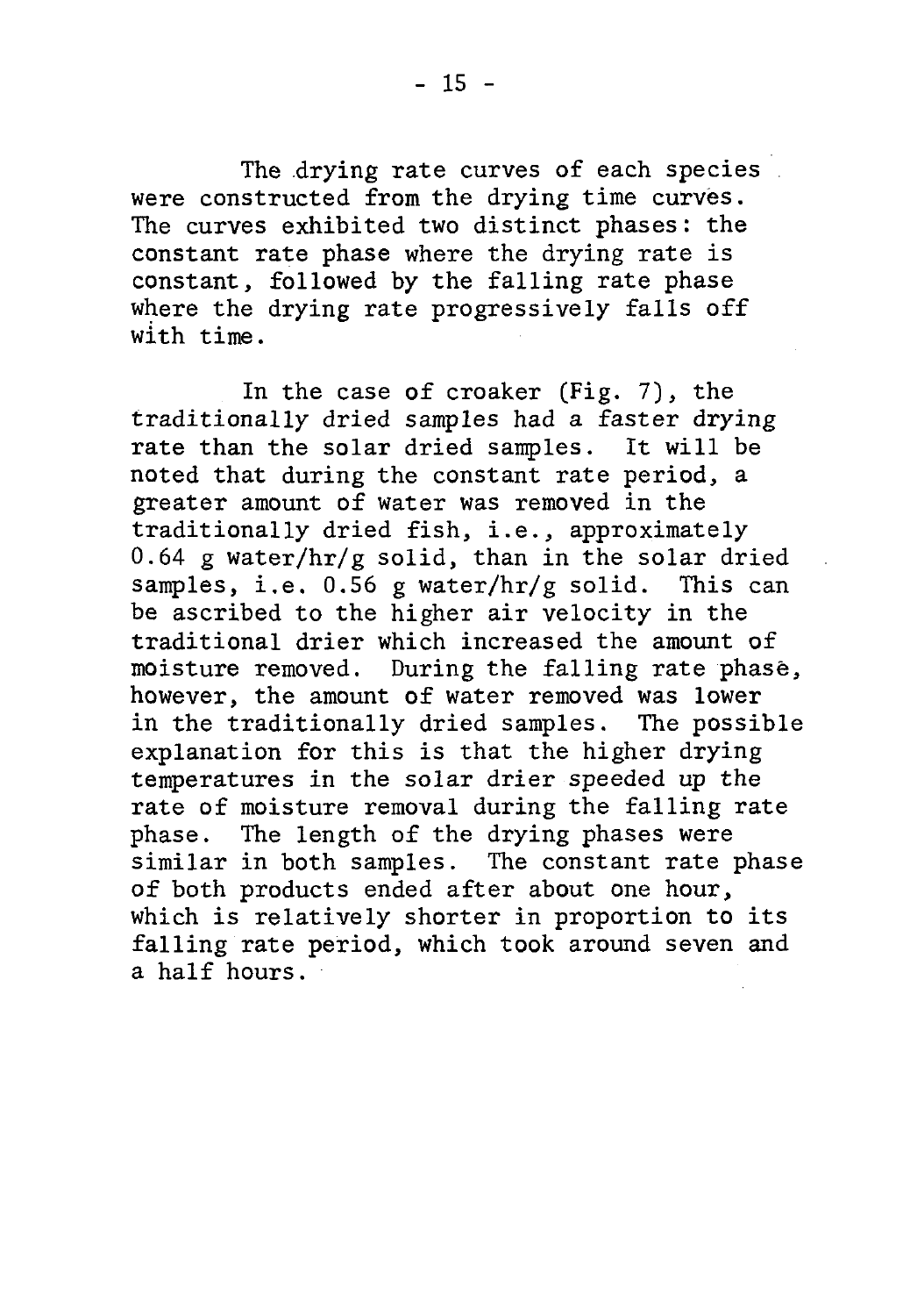The drying rate curves of each species were constructed from the drying time curves. The curves exhibited two distinct phases: the constant rate phase where the drying rate is constant, followed by the falling rate phase where the drying rate progressively falls off with time.

In the case of croaker (Fig. 7), the traditionally dried samples had a faster drying rate than the solar dried samples. It will be noted that during the constant rate period, a greater amount of water was removed in the traditionally dried fish, i.e., approximately 0.64 g water/hr/g solid, than in the solar dried samples, i.e. 0.56 g water/hr/g solid. This can be ascribed to the higher air velocity in the traditional drier which increased the amount of moisture removed. During the falling rate phase, however, the amount of water removed was lower in the traditionally dried samples. The possible explanation for this is that the higher drying temperatures in the solar drier speeded up the rate of moisture removal during the falling rate phase. The length of the drying phases were similar in both samples. The constant rate phase of both products ended after about one hour, which is relatively shorter in proportion to its falling rate period, which took around seven and a half hours.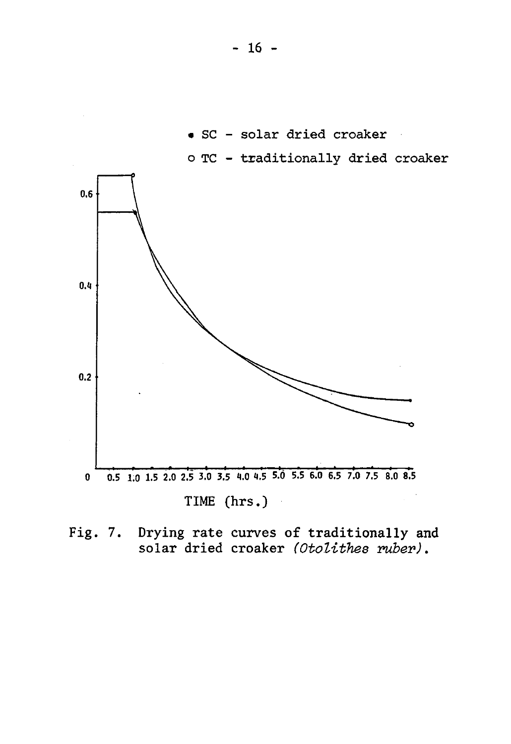• SC - solar dried croaker

o TC - traditionally dried croaker

TIME (hrs.)

Fig. 7. Drying rate curves of traditionally and solar dried croaker *(Otolithes ruber)*.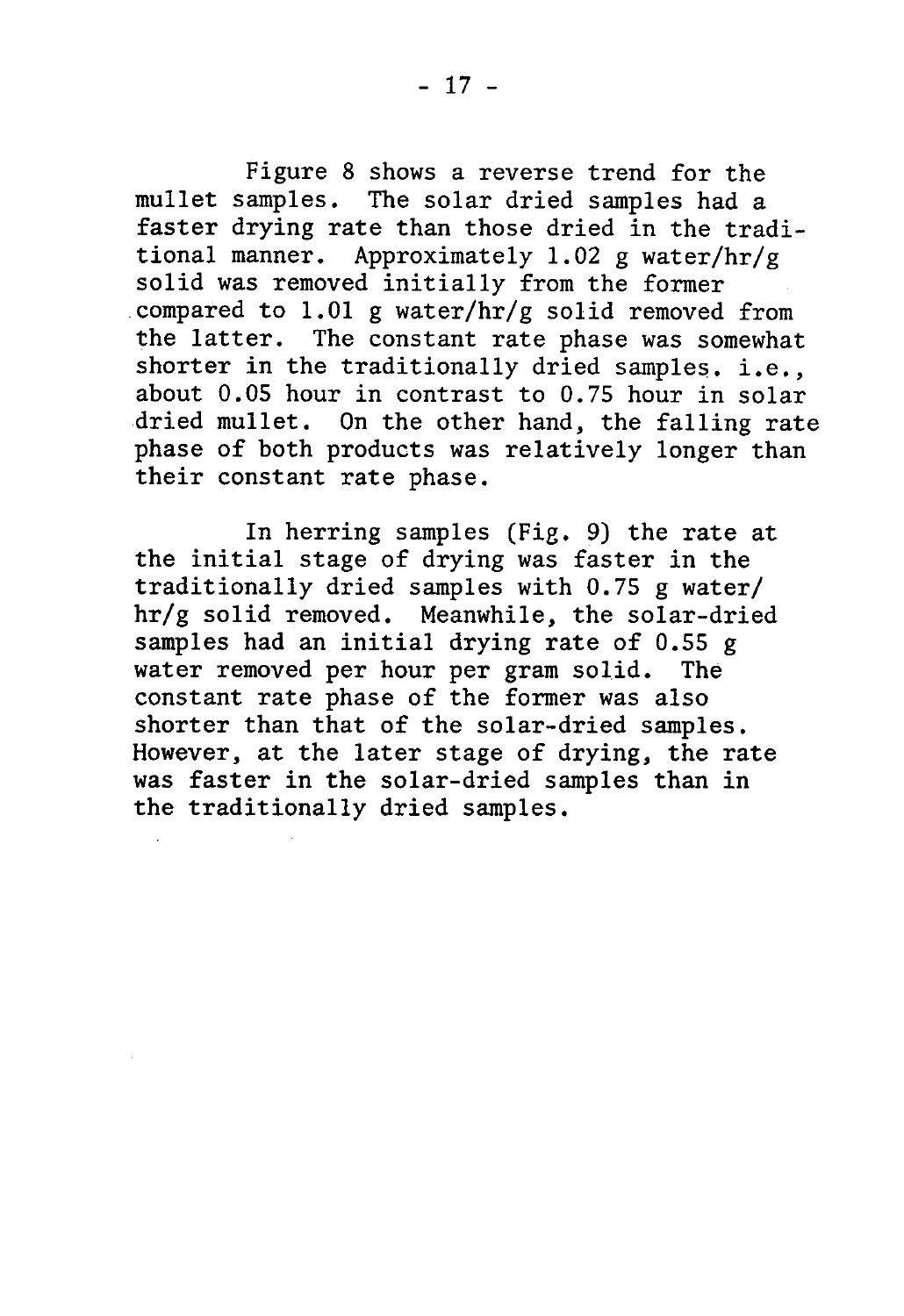Figure 8 shows a reverse trend for the mullet samples. The solar dried samples had a faster drying rate than those dried in the traditional manner. Approximately 1.02 g water/hr/g solid was removed initially from the former compared to 1.01 g water/hr/g solid removed from the latter. The constant rate phase was somewhat shorter in the traditionally dried samples. i.e., about 0.05 hour in contrast to 0.75 hour in solar dried mullet. On the other hand, the falling rate phase of both products was relatively longer than their constant rate phase.

In herring samples (Fig. 9) the rate at the initial stage of drying was faster in the traditionally dried samples with 0.75 g water/hr/g solid removed. Meanwhile, the solar-dried samples had an initial drying rate of 0.55 g water removed per hour per gram solid. The constant rate phase of the former was also shorter than that of the solar-dried samples. However, at the later stage of drying, the rate was faster in the solar-dried samples than in the traditionally dried samples.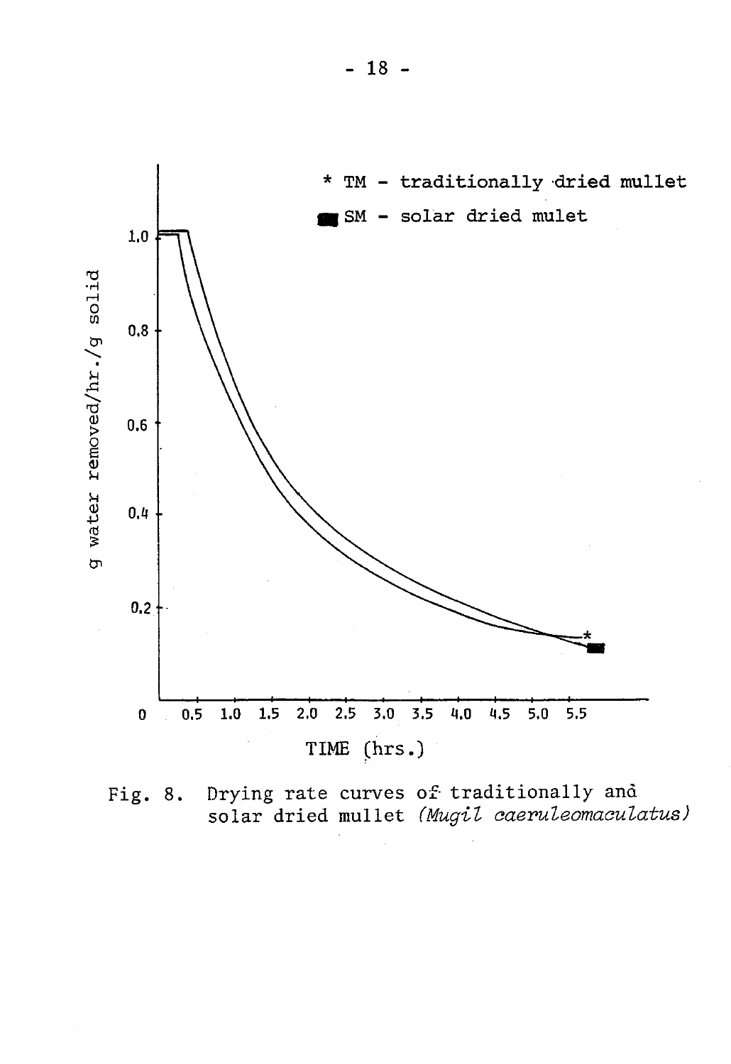Fig. 8. Drying rate curves of traditionally and solar dried mullet *(Mugil caeruleomaculatus)*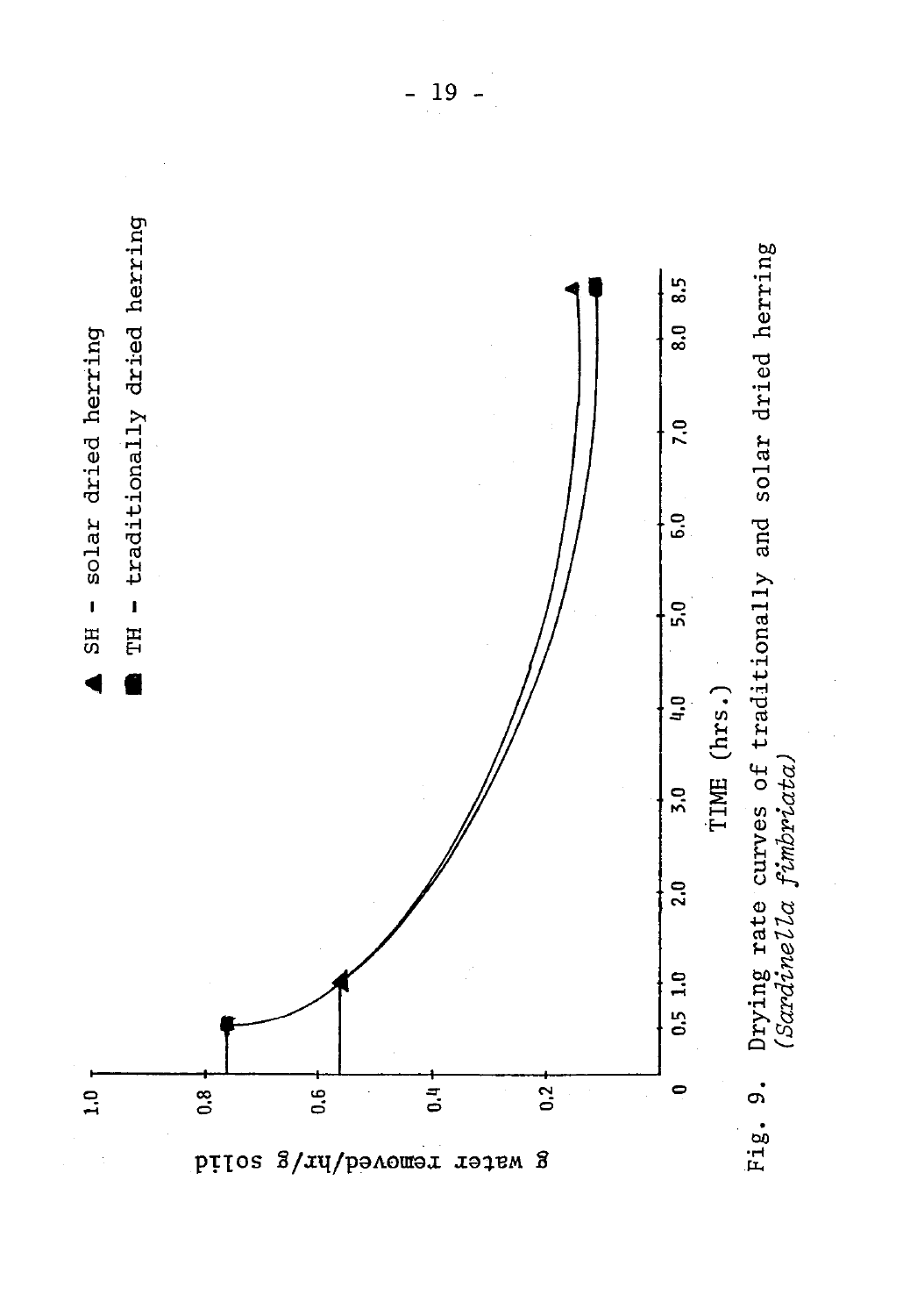▲ SH - solar dried herring

■ TH - traditionally dried herring

g water removed/hr/g solid

TIME (hrs.)

Fig. 9. Drying rate curves of traditionally and solar dried herring (*Sardinella fimbriata*)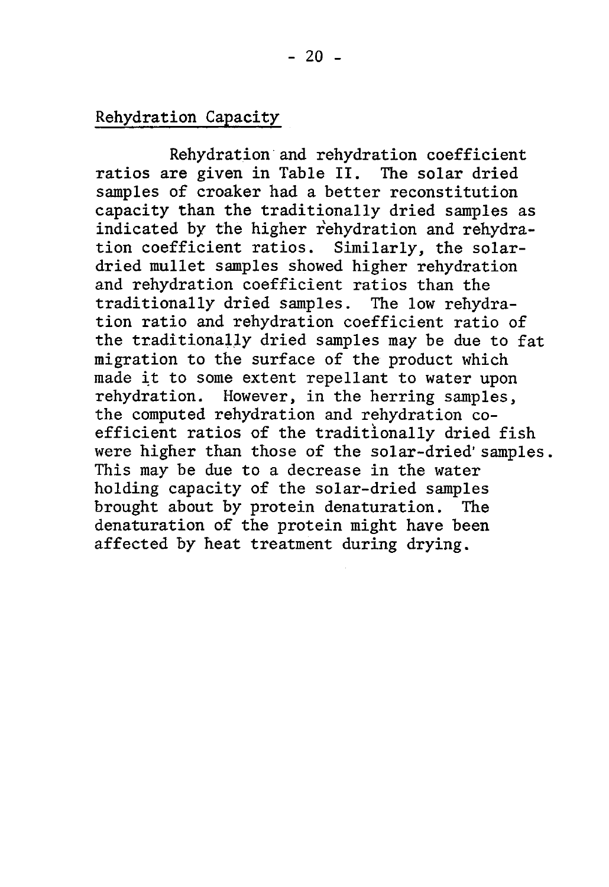## Rehydration Capacity

Rehydration and rehydration coefficient ratios are given in Table II. The solar dried samples of croaker had a better reconstitution capacity than the traditionally dried samples as indicated by the higher rehydration and rehydration coefficient ratios. Similarly, the solar-dried mullet samples showed higher rehydration and rehydration coefficient ratios than the traditionally dried samples. The low rehydration ratio and rehydration coefficient ratio of the traditionally dried samples may be due to fat migration to the surface of the product which made it to some extent repellant to water upon rehydration. However, in the herring samples, the computed rehydration and rehydration coefficient ratios of the traditionally dried fish were higher than those of the solar-dried samples. This may be due to a decrease in the water holding capacity of the solar-dried samples brought about by protein denaturation. The denaturation of the protein might have been affected by heat treatment during drying.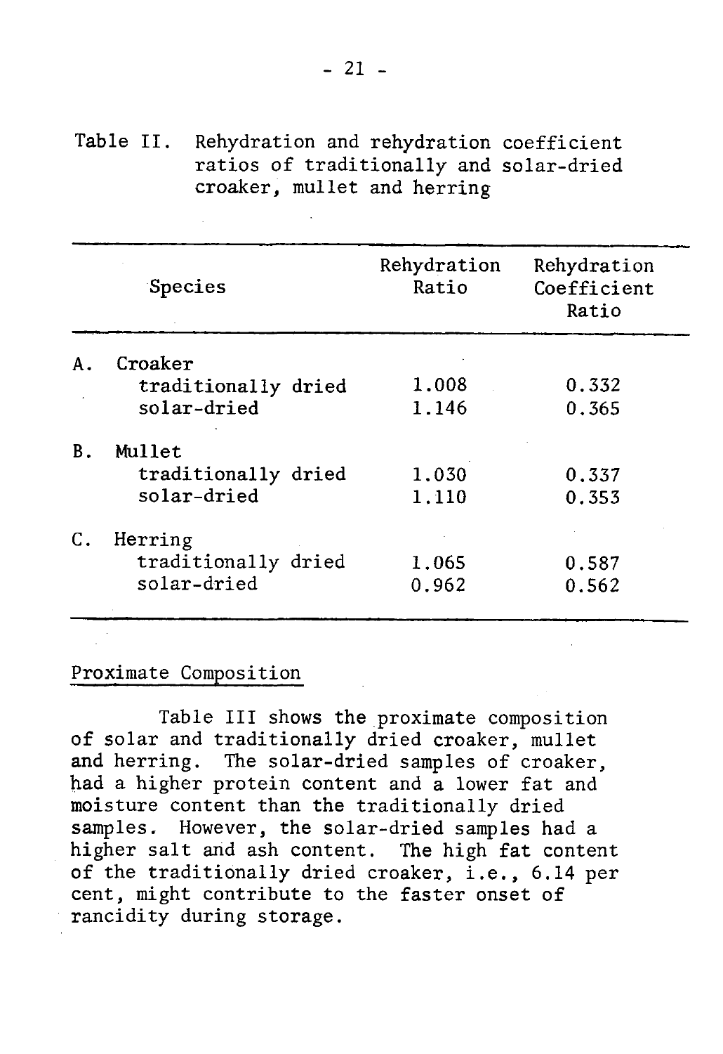Table II. Rehydration and rehydration coefficient ratios of traditionally and solar-dried croaker, mullet and herring

| Species | Rehydration Ratio | Rehydration Coefficient Ratio |
|---|---|---|
| A. Croaker | | |
| traditionally dried | 1.008 | 0.332 |
| solar-dried | 1.146 | 0.365 |
| B. Mullet | | |
| traditionally dried | 1.030 | 0.337 |
| solar-dried | 1.110 | 0.353 |
| C. Herring | | |
| traditionally dried | 1.065 | 0.587 |
| solar-dried | 0.962 | 0.562 |

## Proximate Composition

Table III shows the proximate composition of solar and traditionally dried croaker, mullet and herring. The solar-dried samples of croaker, had a higher protein content and a lower fat and moisture content than the traditionally dried samples. However, the solar-dried samples had a higher salt and ash content. The high fat content of the traditionally dried croaker, i.e., 6.14 per cent, might contribute to the faster onset of rancidity during storage.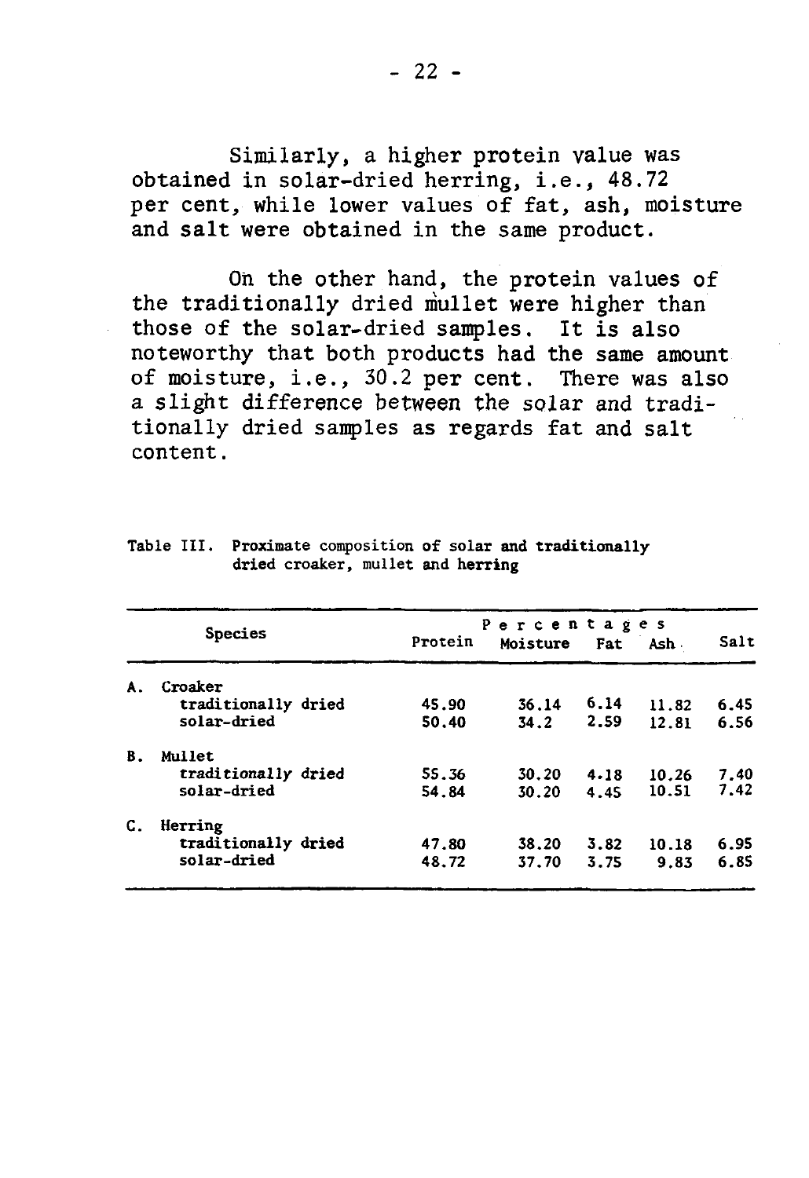Similarly, a higher protein value was obtained in solar-dried herring, i.e., 48.72 per cent, while lower values of fat, ash, moisture and salt were obtained in the same product.

On the other hand, the protein values of the traditionally dried mullet were higher than those of the solar-dried samples. It is also noteworthy that both products had the same amount of moisture, i.e., 30.2 per cent. There was also a slight difference between the solar and traditionally dried samples as regards fat and salt content.

Table III. Proximate composition of solar and traditionally dried croaker, mullet and herring

| Species | Percentages | | | | |
|---|---|---|---|---|---|
| | Protein | Moisture | Fat | Ash | Salt |
| A. Croaker | | | | | |
| traditionally dried | 45.90 | 36.14 | 6.14 | 11.82 | 6.45 |
| solar-dried | 50.40 | 34.2 | 2.59 | 12.81 | 6.56 |
| B. Mullet | | | | | |
| traditionally dried | 55.36 | 30.20 | 4.18 | 10.26 | 7.40 |
| solar-dried | 54.84 | 30.20 | 4.45 | 10.51 | 7.42 |
| C. Herring | | | | | |
| traditionally dried | 47.80 | 38.20 | 3.82 | 10.18 | 6.95 |
| solar-dried | 48.72 | 37.70 | 3.75 | 9.83 | 6.85 |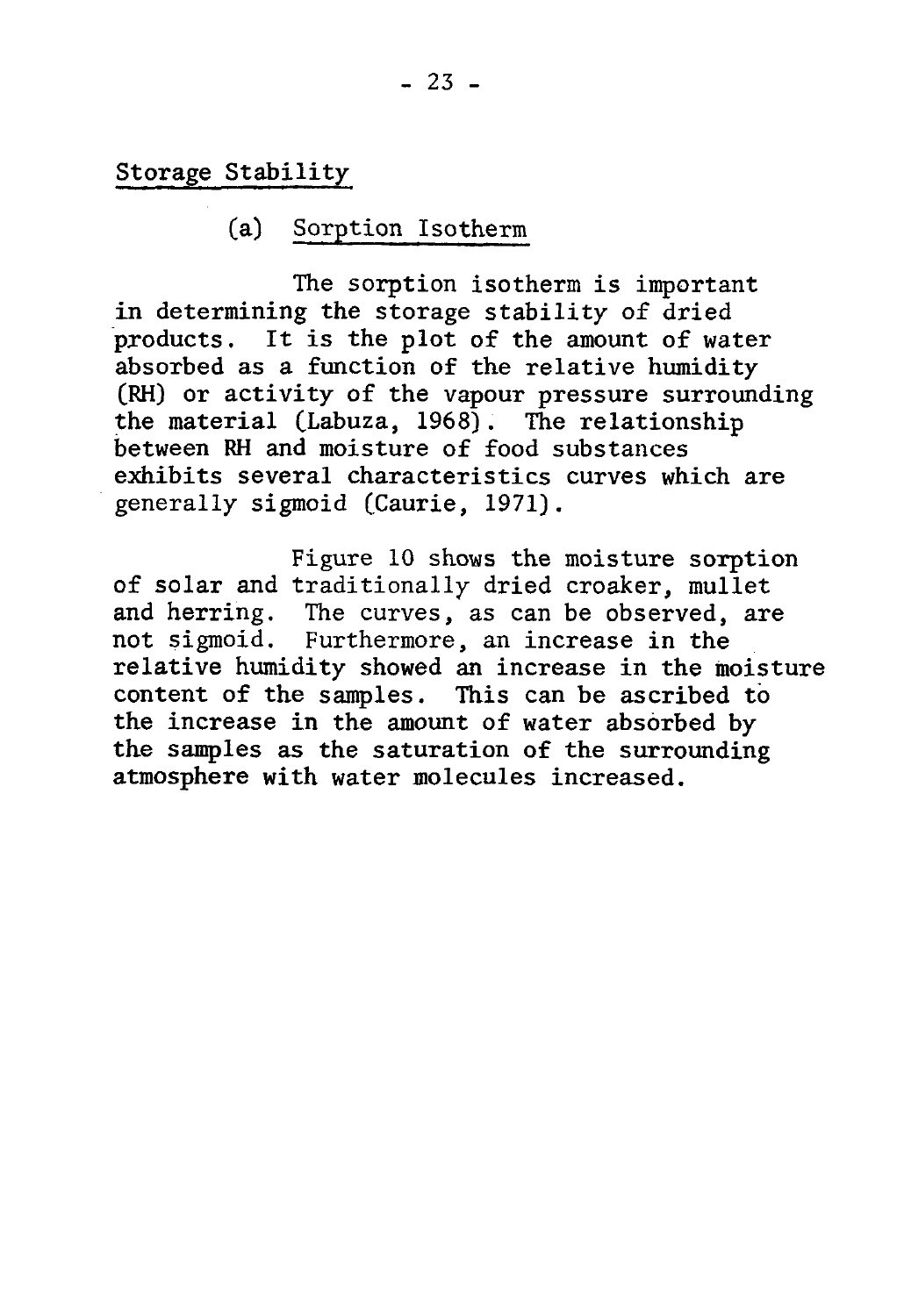## Storage Stability

### (a) Sorption Isotherm

The sorption isotherm is important in determining the storage stability of dried products. It is the plot of the amount of water absorbed as a function of the relative humidity (RH) or activity of the vapour pressure surrounding the material (Labuza, 1968). The relationship between RH and moisture of food substances exhibits several characteristics curves which are generally sigmoid (Caurie, 1971).

Figure 10 shows the moisture sorption of solar and traditionally dried croaker, mullet and herring. The curves, as can be observed, are not sigmoid. Furthermore, an increase in the relative humidity showed an increase in the moisture content of the samples. This can be ascribed to the increase in the amount of water absorbed by the samples as the saturation of the surrounding atmosphere with water molecules increased.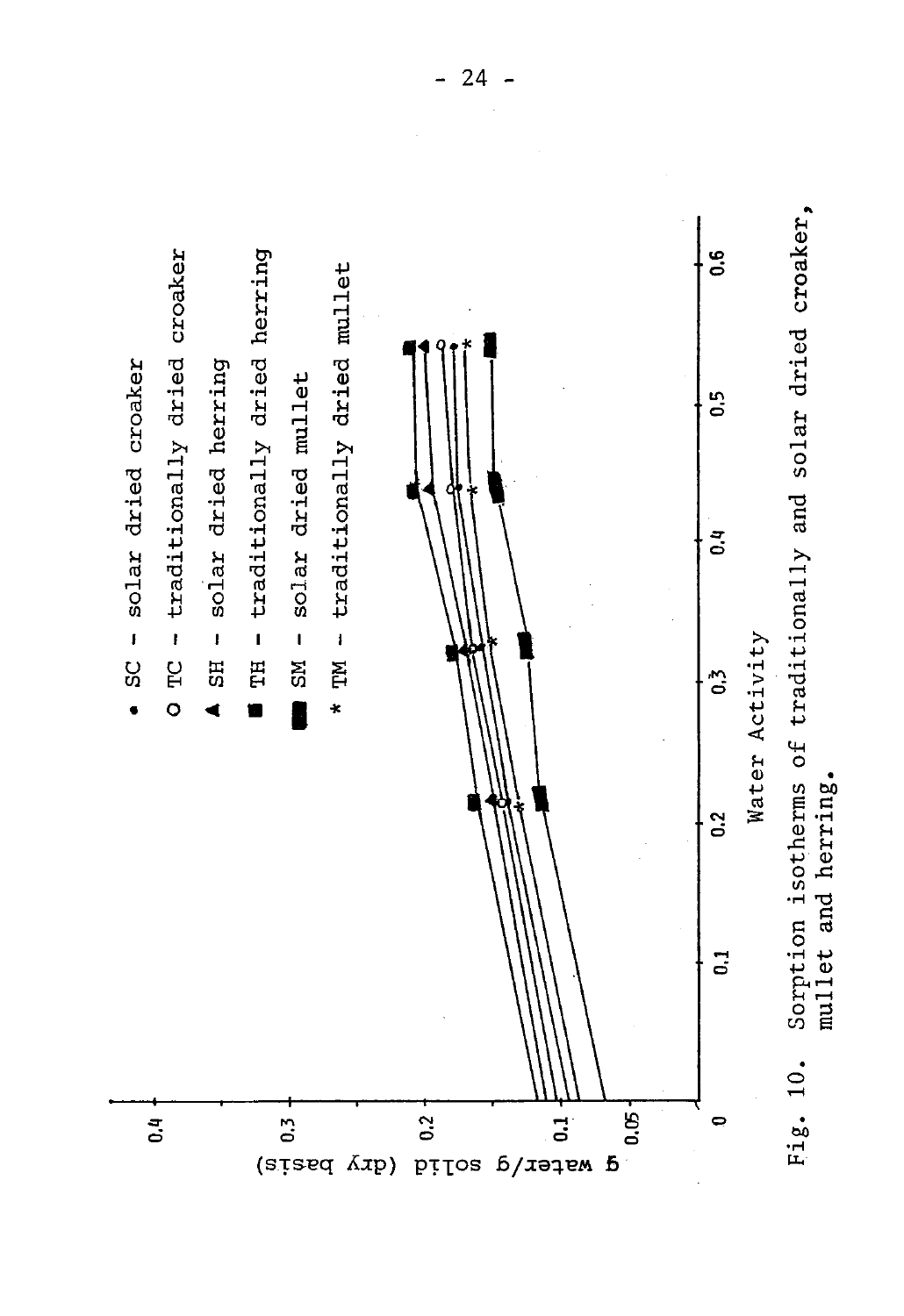- SC - solar dried croaker
- O TC - traditionally dried croaker
- ▲ SH - solar dried herring
- ■ TH - traditionally dried herring
- ■ SM - solar dried mullet
- * TM - traditionally dried mullet

g water/g solid (dry basis)

Water Activity

Fig. 10. Sorption isotherms of traditionally and solar dried croaker, mullet and herring.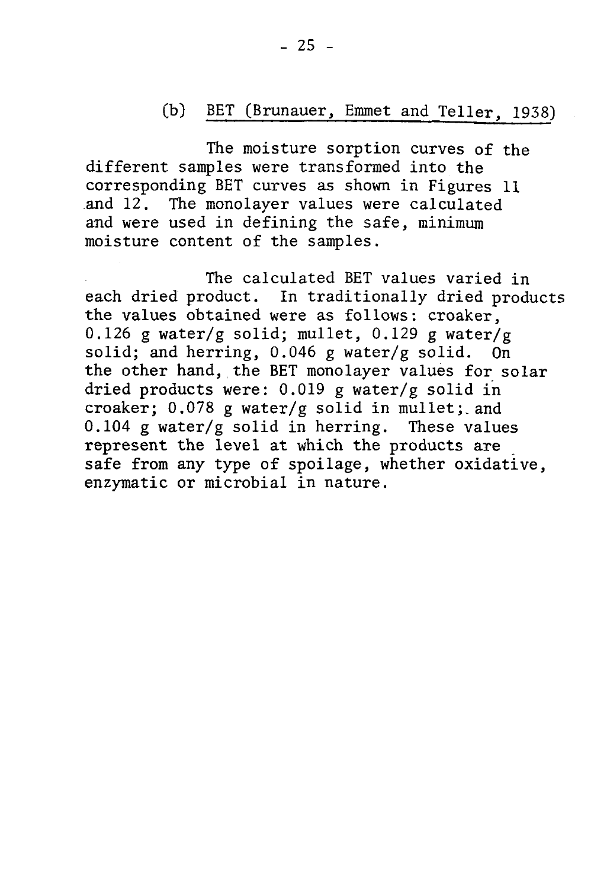### (b) BET (Brunauer, Emmet and Teller, 1938)

The moisture sorption curves of the different samples were transformed into the corresponding BET curves as shown in Figures 11 and 12. The monolayer values were calculated and were used in defining the safe, minimum moisture content of the samples.

The calculated BET values varied in each dried product. In traditionally dried products the values obtained were as follows: croaker, 0.126 g water/g solid; mullet, 0.129 g water/g solid; and herring, 0.046 g water/g solid. On the other hand, the BET monolayer values for solar dried products were: 0.019 g water/g solid in croaker; 0.078 g water/g solid in mullet; and 0.104 g water/g solid in herring. These values represent the level at which the products are safe from any type of spoilage, whether oxidative, enzymatic or microbial in nature.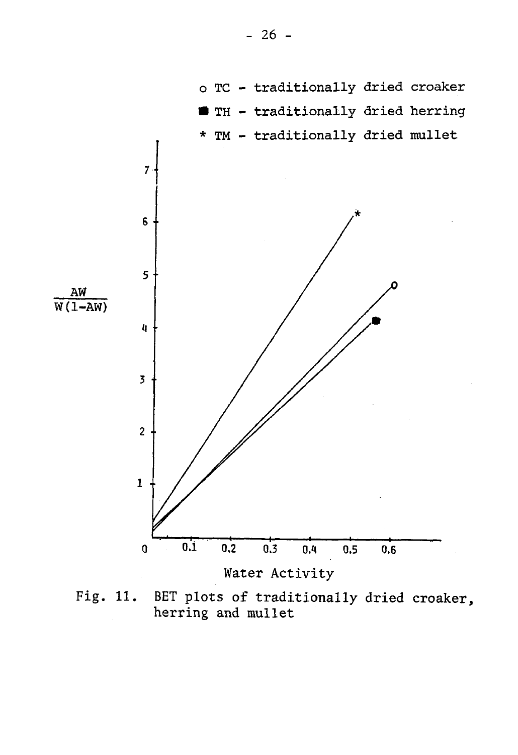o TC - traditionally dried croaker

■ TH - traditionally dried herring

* TM - traditionally dried mullet

$$\frac{AW}{W(1-AW)}$$

Water Activity

Fig. 11. BET plots of traditionally dried croaker, herring and mullet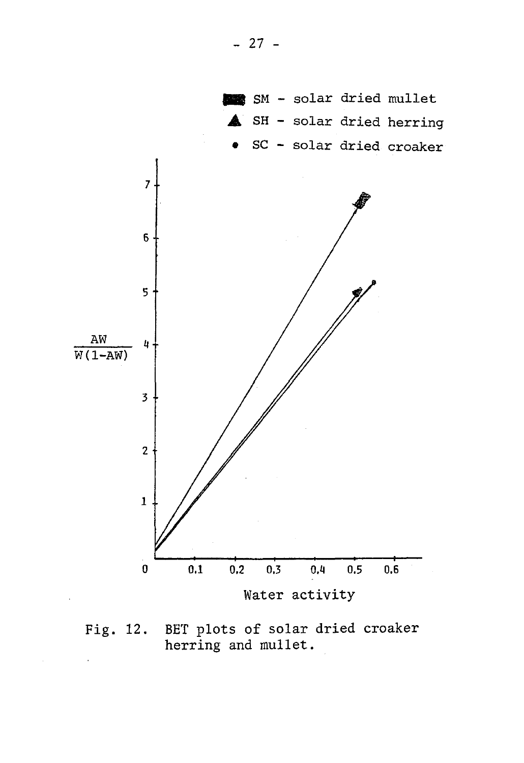SM - solar dried mullet

SH - solar dried herring

SC - solar dried croaker

$\frac{AW}{W(1-AW)}$

Water activity

Fig. 12. BET plots of solar dried croaker herring and mullet.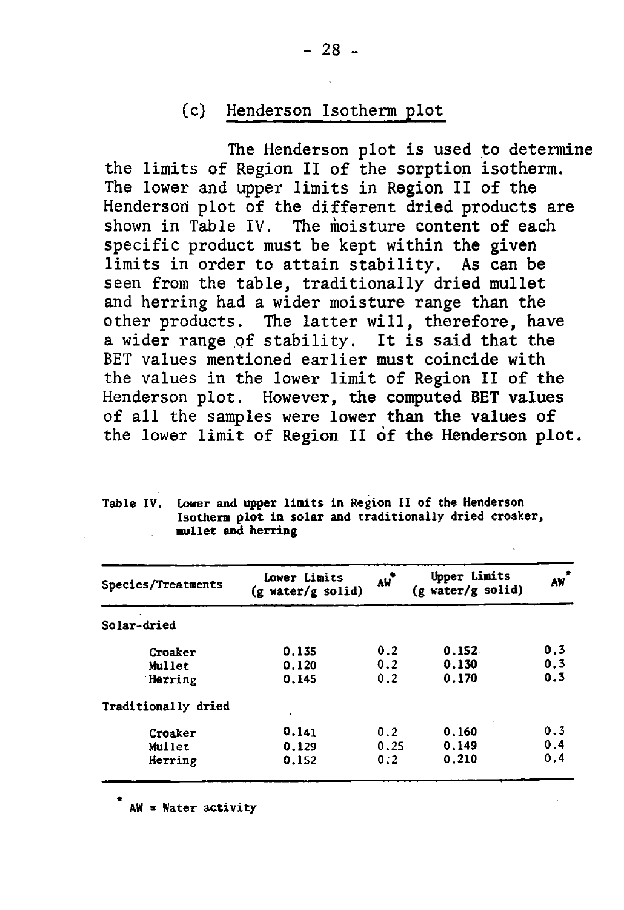### (c) Henderson Isotherm plot

The Henderson plot is used to determine the limits of Region II of the sorption isotherm. The lower and upper limits in Region II of the Henderson plot of the different dried products are shown in Table IV. The moisture content of each specific product must be kept within the given limits in order to attain stability. As can be seen from the table, traditionally dried mullet and herring had a wider moisture range than the other products. The latter will, therefore, have a wider range of stability. It is said that the BET values mentioned earlier must coincide with the values in the lower limit of Region II of the Henderson plot. However, the computed BET values of all the samples were lower than the values of the lower limit of Region II of the Henderson plot.

Table IV. Lower and upper limits in Region II of the Henderson Isotherm plot in solar and traditionally dried croaker, mullet and herring

| Species/Treatments | Lower Limits (g water/g solid) | AW* | Upper Limits (g water/g solid) | AW* |
|---|---|---|---|---|
| Solar-dried | | | | |
| Croaker | 0.135 | 0.2 | 0.152 | 0.3 |
| Mullet | 0.120 | 0.2 | 0.130 | 0.3 |
| Herring | 0.145 | 0.2 | 0.170 | 0.3 |
| Traditionally dried | | | | |
| Croaker | 0.141 | 0.2 | 0.160 | 0.3 |
| Mullet | 0.129 | 0.25 | 0.149 | 0.4 |
| Herring | 0.152 | 0.2 | 0.210 | 0.4 |

\* AW = Water activity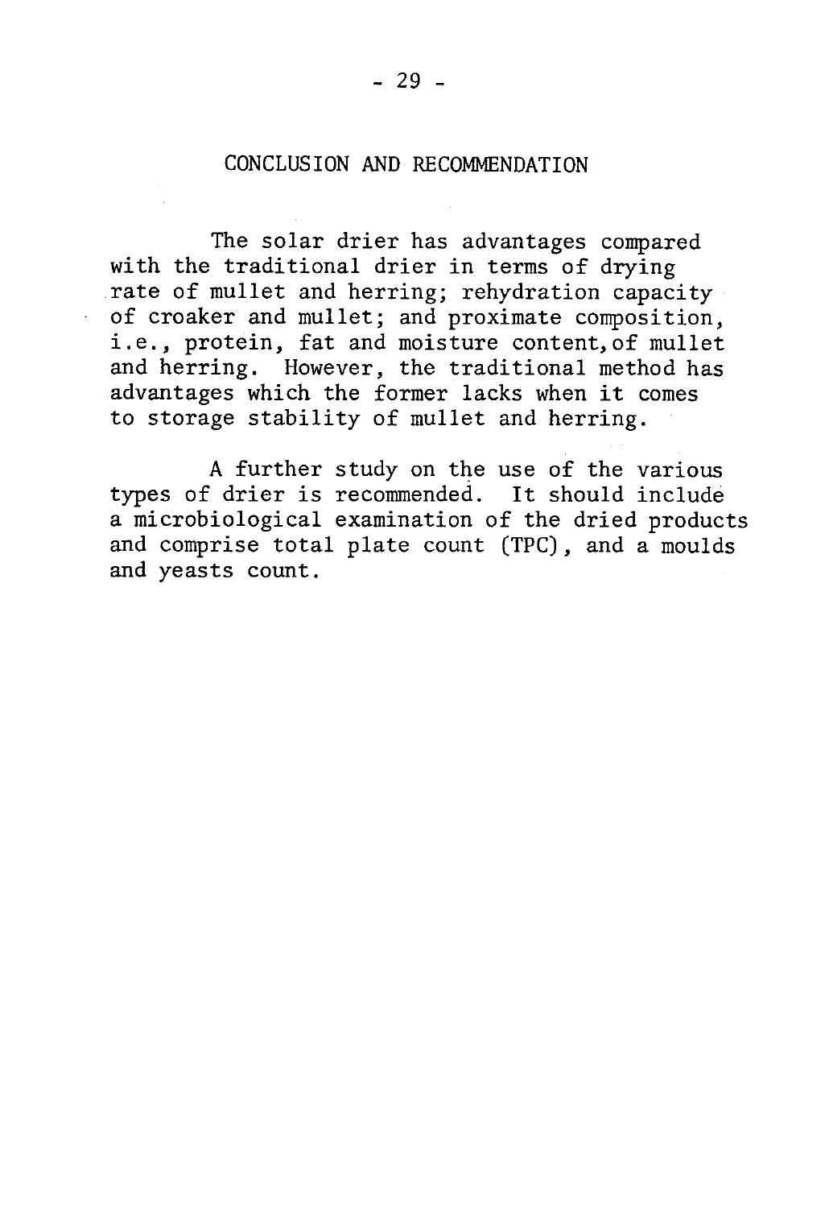## CONCLUSION AND RECOMMENDATION

The solar drier has advantages compared with the traditional drier in terms of drying rate of mullet and herring; rehydration capacity of croaker and mullet; and proximate composition, i.e., protein, fat and moisture content, of mullet and herring. However, the traditional method has advantages which the former lacks when it comes to storage stability of mullet and herring.

A further study on the use of the various types of drier is recommended. It should include a microbiological examination of the dried products and comprise total plate count (TPC), and a moulds and yeasts count.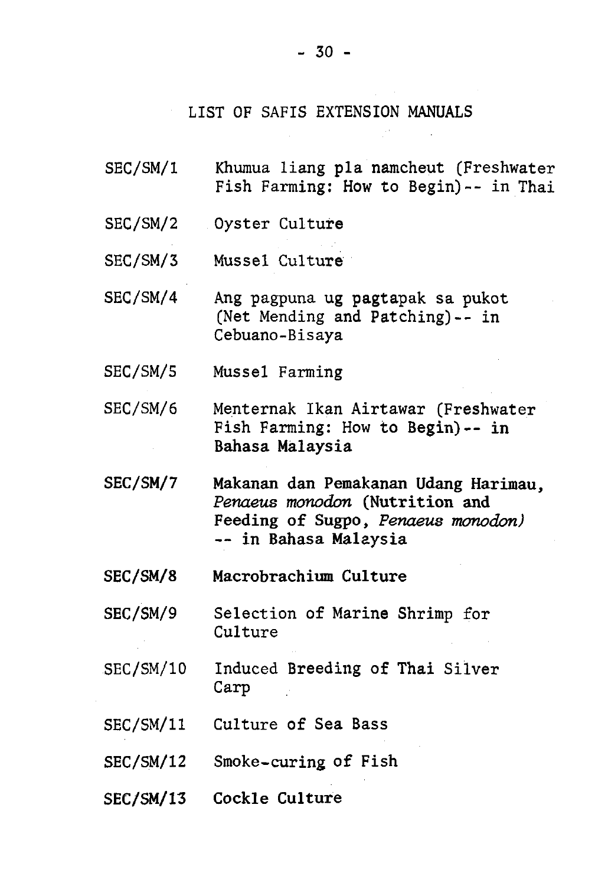# LIST OF SAFIS EXTENSION MANUALS

| | |
|---|---|
| SEC/SM/1 | Khumua liang pla namcheut (Freshwater Fish Farming: How to Begin)-- in Thai |
| SEC/SM/2 | Oyster Culture |
| SEC/SM/3 | Mussel Culture |
| SEC/SM/4 | Ang pagpuna ug pagtapak sa pukot (Net Mending and Patching)-- in Cebuano-Bisaya |
| SEC/SM/5 | Mussel Farming |
| SEC/SM/6 | Menternak Ikan Airtawar (Freshwater Fish Farming: How to Begin)-- in Bahasa Malaysia |
| SEC/SM/7 | Makanan dan Pemakanan Udang Harimau, *Penaeus monodon* (Nutrition and Feeding of Sugpo, *Penaeus monodon*) -- in Bahasa Malaysia |
| SEC/SM/8 | Macrobrachium Culture |
| SEC/SM/9 | Selection of Marine Shrimp for Culture |
| SEC/SM/10 | Induced Breeding of Thai Silver Carp |
| SEC/SM/11 | Culture of Sea Bass |
| SEC/SM/12 | Smoke-curing of Fish |
| SEC/SM/13 | Cockle Culture |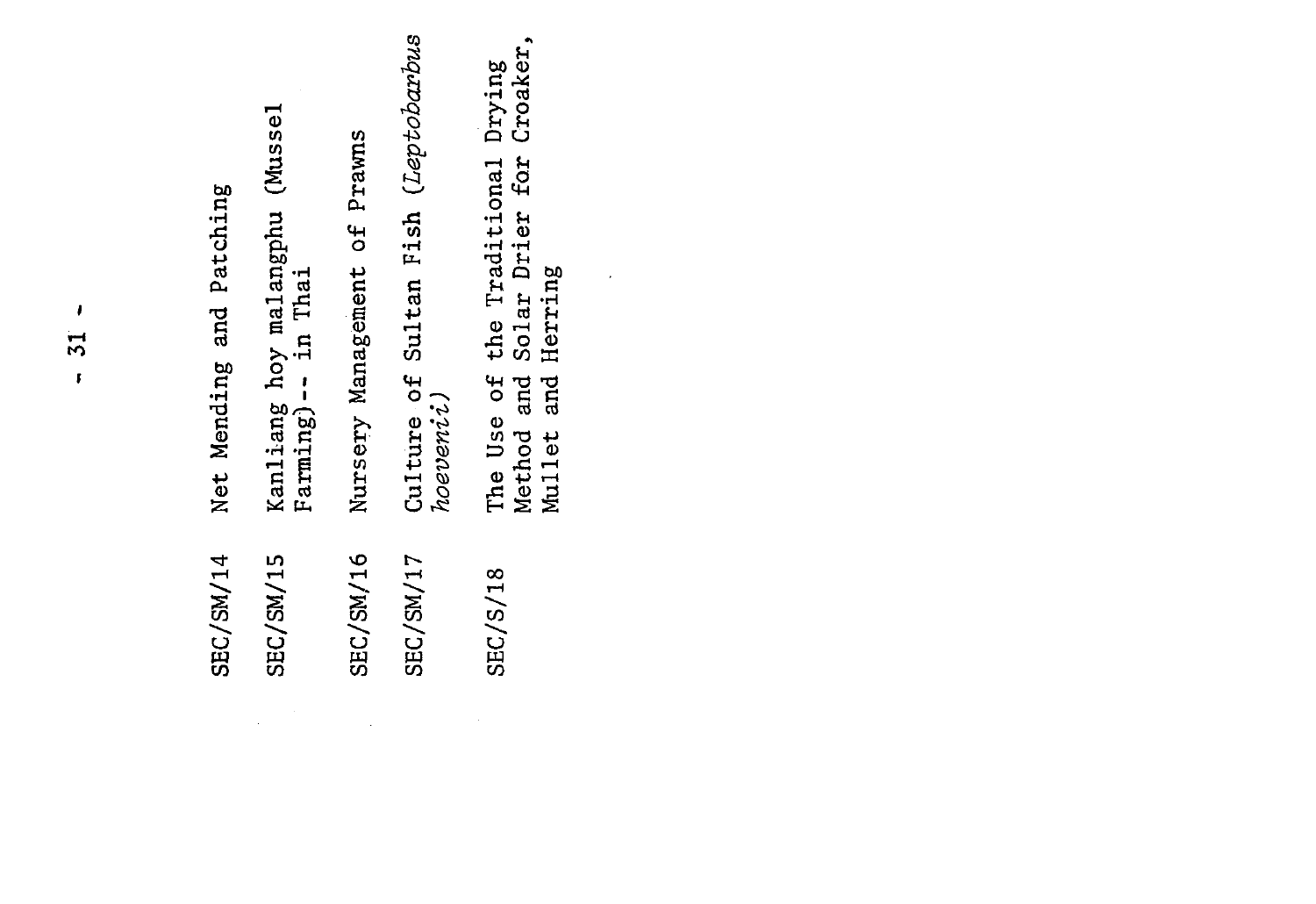| | |
|---|---|
| SEC/SM/14 | Net Mending and Patching |
| SEC/SM/15 | Kanliang hoy malangphu (Mussel Farming) -- in Thai |
| SEC/SM/16 | Nursery Management of Prawns |
| SEC/SM/17 | Culture of Sultan Fish (*Leptobarbus hoevenii*) |
| SEC/S/18 | The Use of the Traditional Drying Method and Solar Drier for Croaker, Mullet and Herring |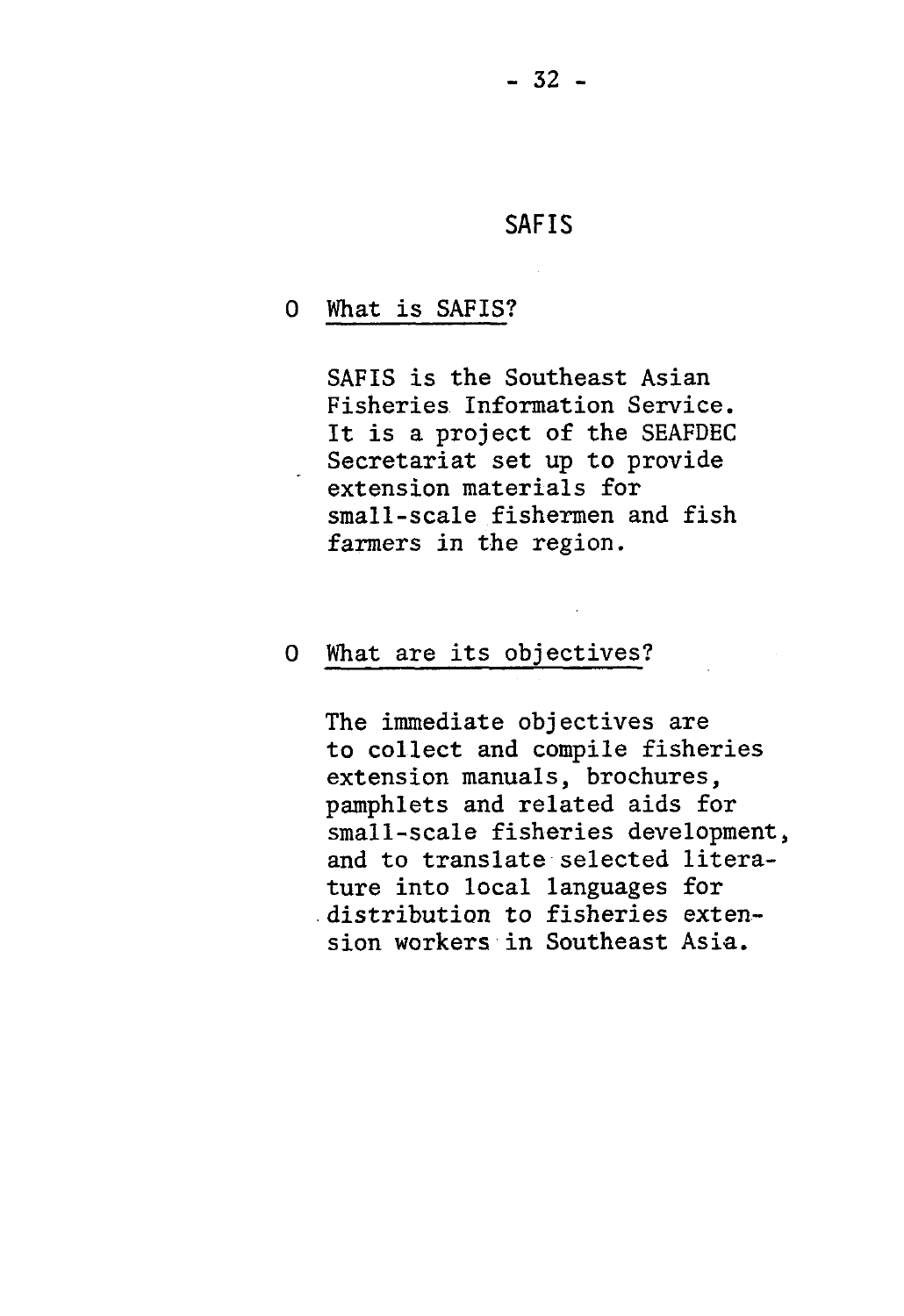# SAFIS

O <u>What is SAFIS?</u>

SAFIS is the Southeast Asian Fisheries Information Service. It is a project of the SEAFDEC Secretariat set up to provide extension materials for small-scale fishermen and fish farmers in the region.

O <u>What are its objectives?</u>

The immediate objectives are to collect and compile fisheries extension manuals, brochures, pamphlets and related aids for small-scale fisheries development, and to translate selected literature into local languages for distribution to fisheries extension workers in Southeast Asia.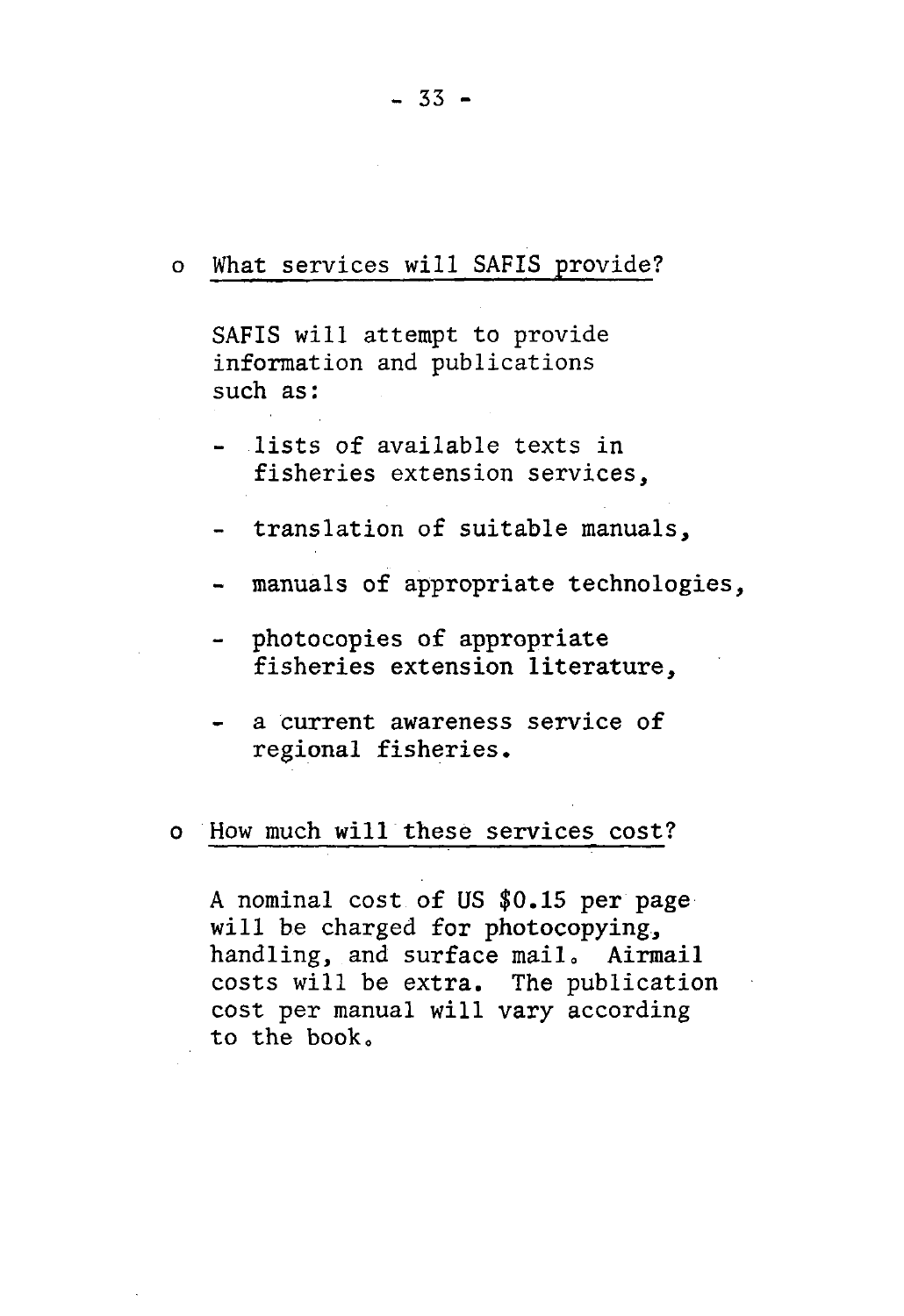- What services will SAFIS provide?

  SAFIS will attempt to provide information and publications such as:

  - lists of available texts in fisheries extension services,
  - translation of suitable manuals,
  - manuals of appropriate technologies,
  - photocopies of appropriate fisheries extension literature,
  - a current awareness service of regional fisheries.

- How much will these services cost?

  A nominal cost of US $0.15 per page will be charged for photocopying, handling, and surface mail. Airmail costs will be extra. The publication cost per manual will vary according to the book.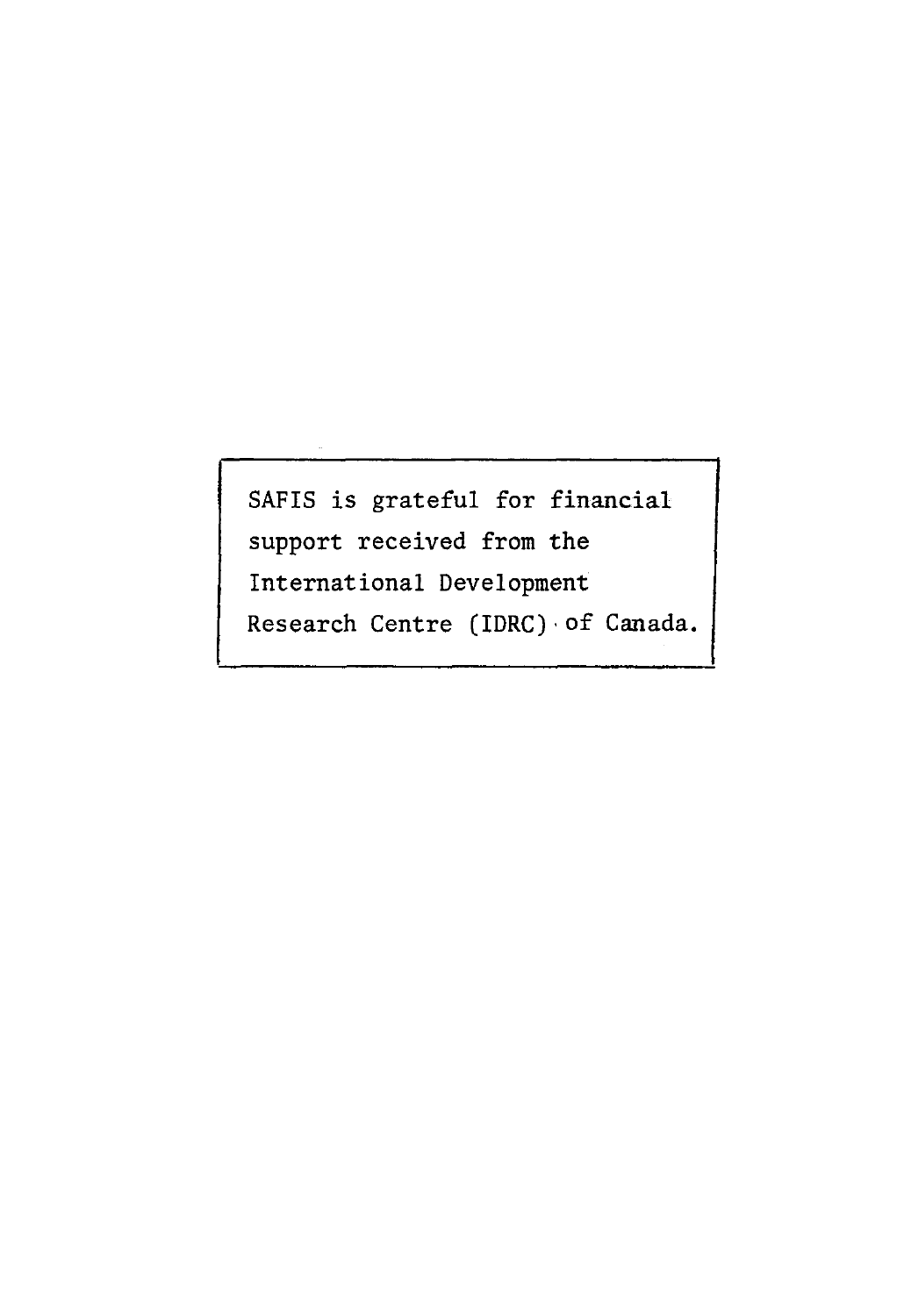SAFIS is grateful for financial support received from the International Development Research Centre (IDRC) of Canada.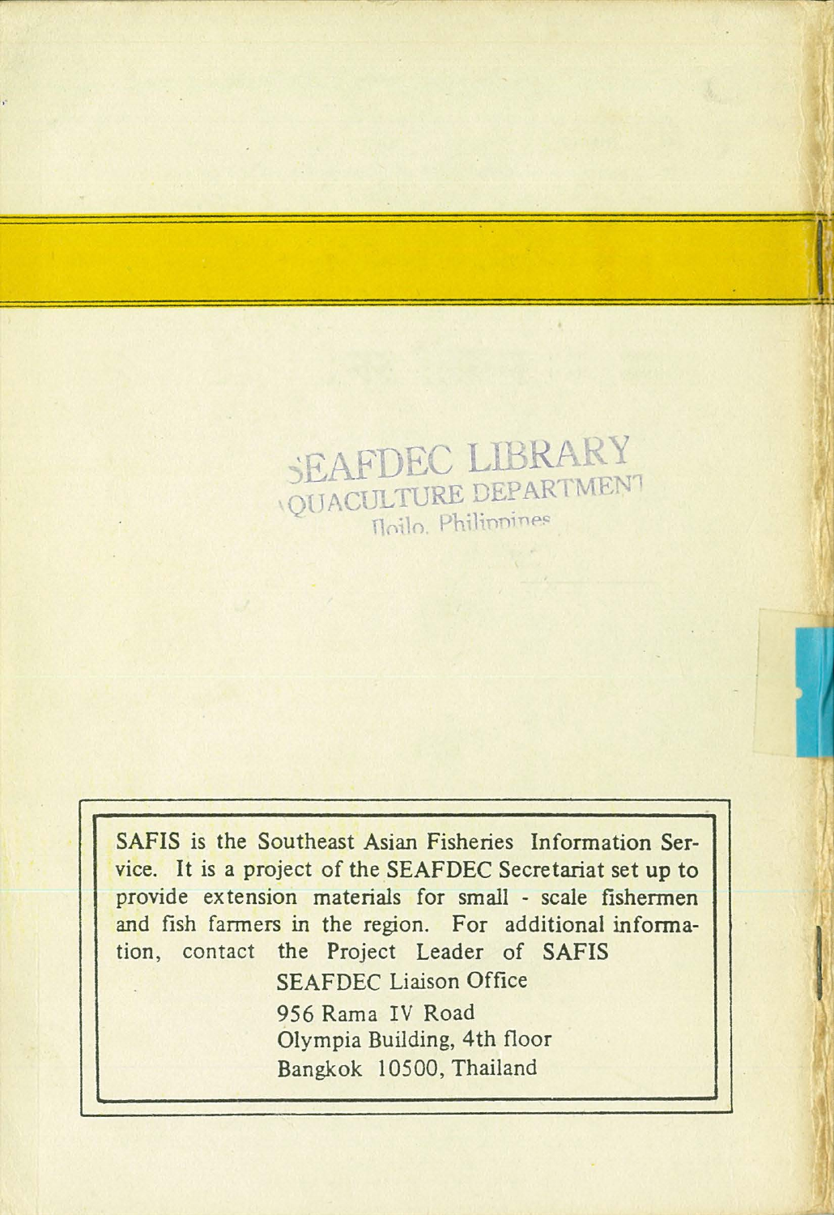SEAFDEC LIBRARY
AQUACULTURE DEPARTMENT
Iloilo, Philippines

SAFIS is the Southeast Asian Fisheries Information Service. It is a project of the SEAFDEC Secretariat set up to provide extension materials for small - scale fishermen and fish farmers in the region. For additional information, contact the Project Leader of SAFIS

SEAFDEC Liaison Office
956 Rama IV Road
Olympia Building, 4th floor
Bangkok 10500, Thailand